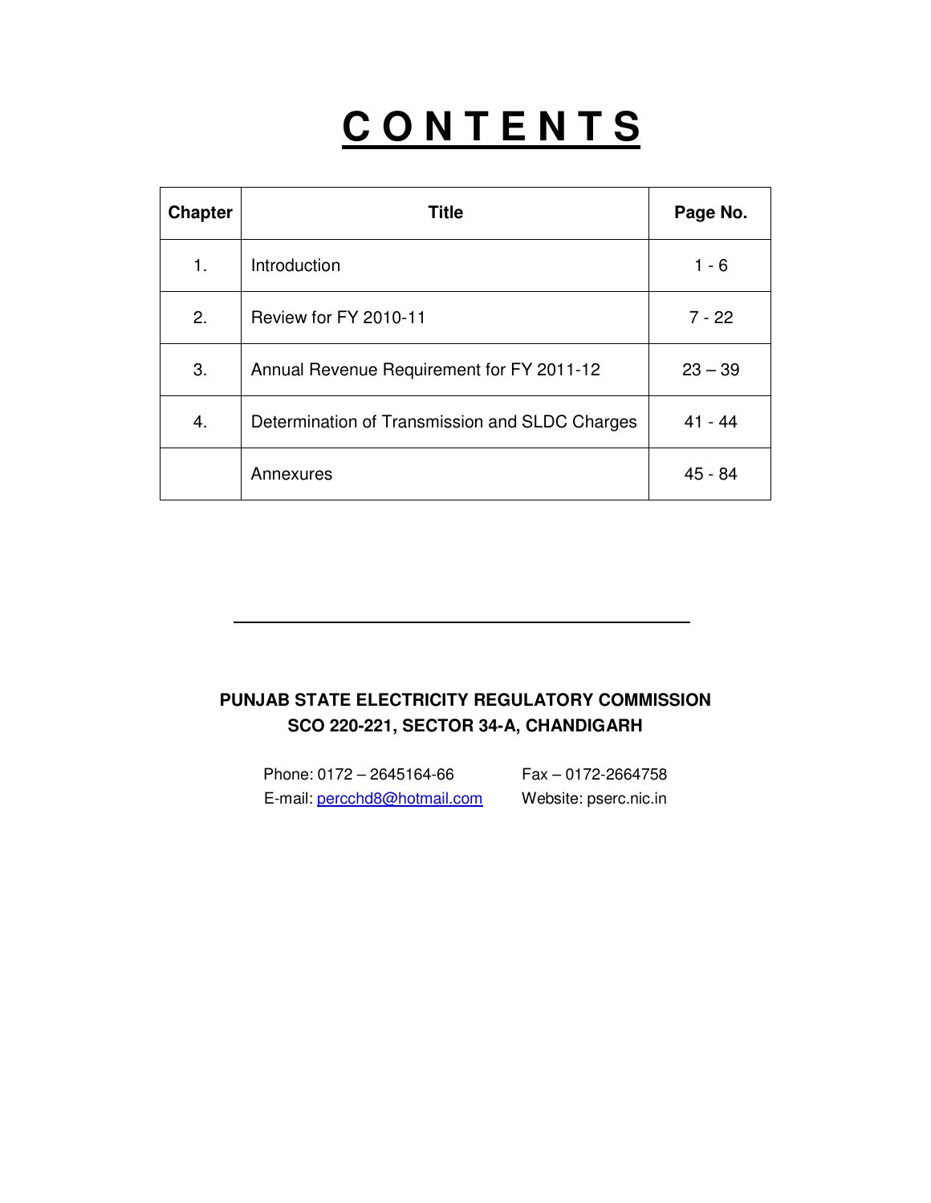# C O N T E N T S

| Chapter | Title | Page No. |
|---|---|---|
| 1. | Introduction | 1 - 6 |
| 2. | Review for FY 2010-11 | 7 - 22 |
| 3. | Annual Revenue Requirement for FY 2011-12 | 23 – 39 |
| 4. | Determination of Transmission and SLDC Charges | 41 - 44 |
| | Annexures | 45 - 84 |

---

**PUNJAB STATE ELECTRICITY REGULATORY COMMISSION**
**SCO 220-221, SECTOR 34-A, CHANDIGARH**

Phone: 0172 – 2645164-66 Fax – 0172-2664758
E-mail: percchd8@hotmail.com Website: pserc.nic.in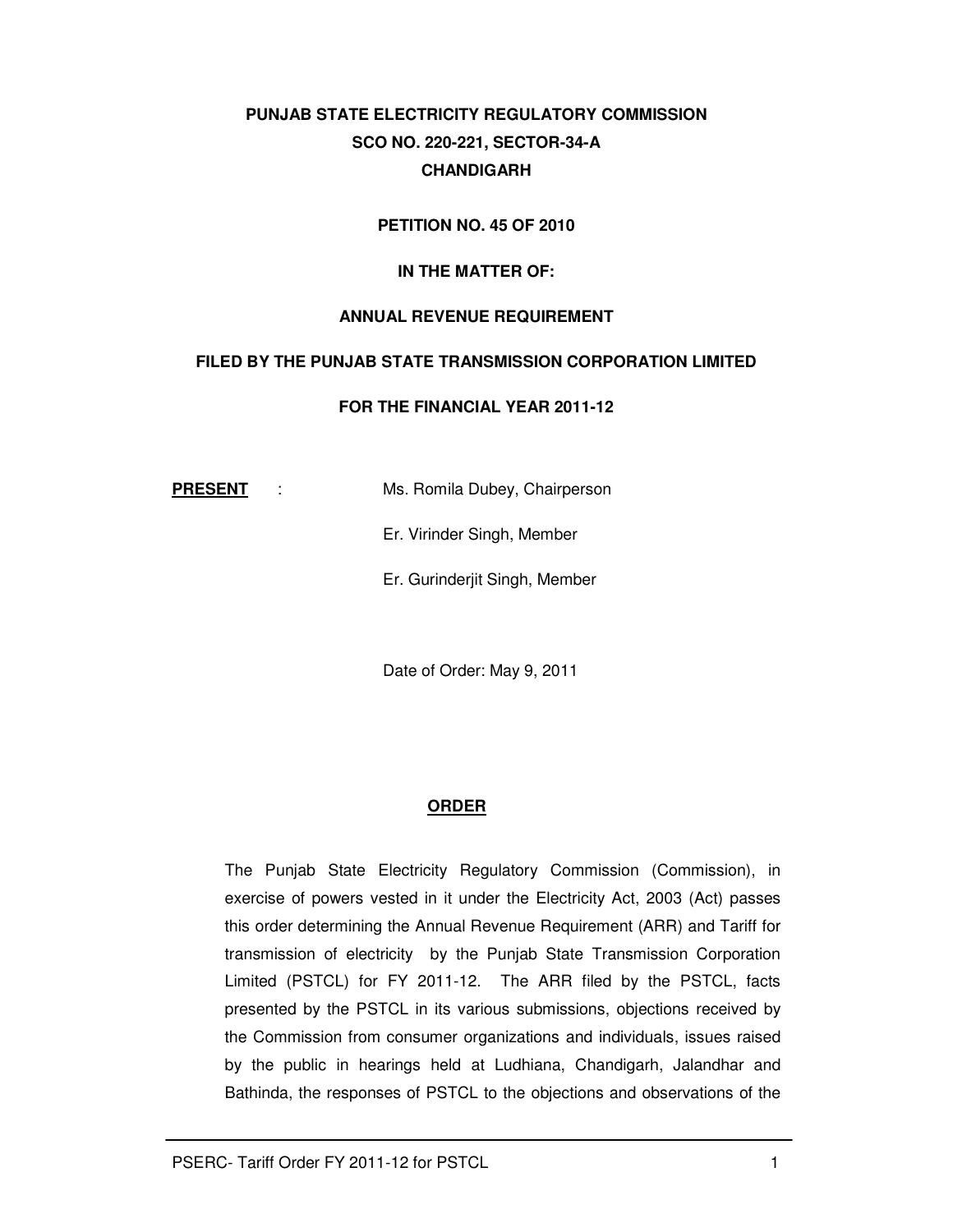**PUNJAB STATE ELECTRICITY REGULATORY COMMISSION**
**SCO NO. 220-221, SECTOR-34-A**
**CHANDIGARH**

**PETITION NO. 45 OF 2010**

**IN THE MATTER OF:**

**ANNUAL REVENUE REQUIREMENT**

**FILED BY THE PUNJAB STATE TRANSMISSION CORPORATION LIMITED**

**FOR THE FINANCIAL YEAR 2011-12**

**PRESENT** : Ms. Romila Dubey, Chairperson

Er. Virinder Singh, Member

Er. Gurinderjit Singh, Member

Date of Order: May 9, 2011

## ORDER

The Punjab State Electricity Regulatory Commission (Commission), in exercise of powers vested in it under the Electricity Act, 2003 (Act) passes this order determining the Annual Revenue Requirement (ARR) and Tariff for transmission of electricity by the Punjab State Transmission Corporation Limited (PSTCL) for FY 2011-12. The ARR filed by the PSTCL, facts presented by the PSTCL in its various submissions, objections received by the Commission from consumer organizations and individuals, issues raised by the public in hearings held at Ludhiana, Chandigarh, Jalandhar and Bathinda, the responses of PSTCL to the objections and observations of the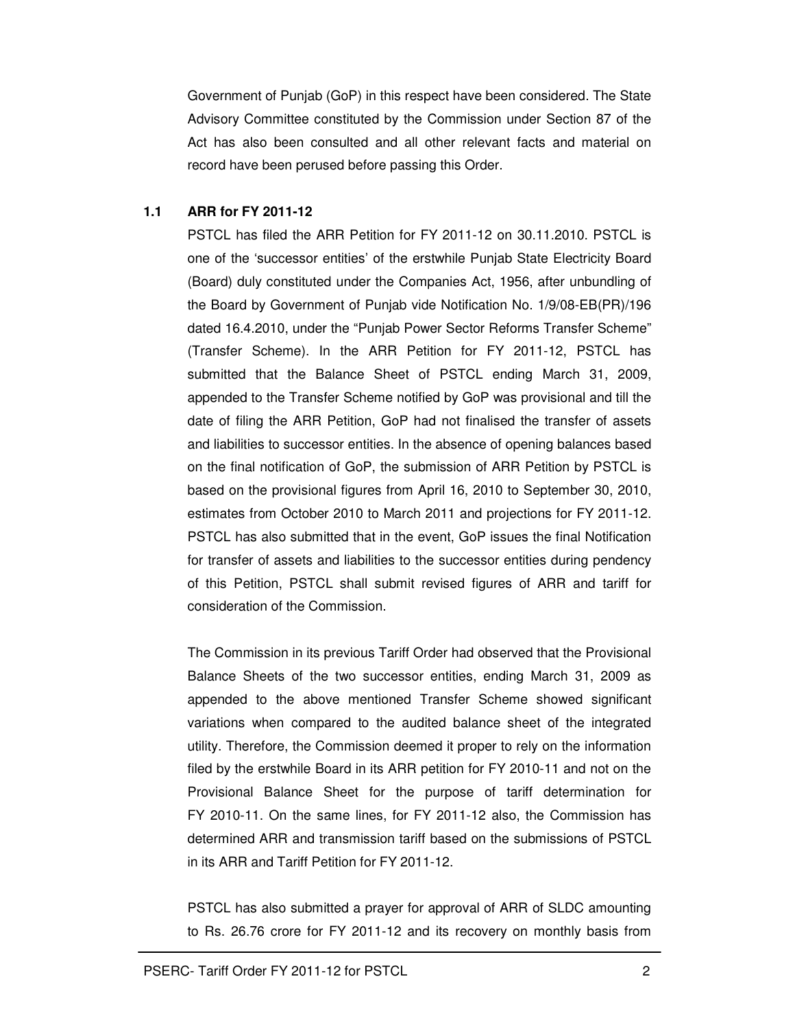Government of Punjab (GoP) in this respect have been considered. The State Advisory Committee constituted by the Commission under Section 87 of the Act has also been consulted and all other relevant facts and material on record have been perused before passing this Order.

### 1.1 ARR for FY 2011-12

PSTCL has filed the ARR Petition for FY 2011-12 on 30.11.2010. PSTCL is one of the 'successor entities' of the erstwhile Punjab State Electricity Board (Board) duly constituted under the Companies Act, 1956, after unbundling of the Board by Government of Punjab vide Notification No. 1/9/08-EB(PR)/196 dated 16.4.2010, under the "Punjab Power Sector Reforms Transfer Scheme" (Transfer Scheme). In the ARR Petition for FY 2011-12, PSTCL has submitted that the Balance Sheet of PSTCL ending March 31, 2009, appended to the Transfer Scheme notified by GoP was provisional and till the date of filing the ARR Petition, GoP had not finalised the transfer of assets and liabilities to successor entities. In the absence of opening balances based on the final notification of GoP, the submission of ARR Petition by PSTCL is based on the provisional figures from April 16, 2010 to September 30, 2010, estimates from October 2010 to March 2011 and projections for FY 2011-12. PSTCL has also submitted that in the event, GoP issues the final Notification for transfer of assets and liabilities to the successor entities during pendency of this Petition, PSTCL shall submit revised figures of ARR and tariff for consideration of the Commission.

The Commission in its previous Tariff Order had observed that the Provisional Balance Sheets of the two successor entities, ending March 31, 2009 as appended to the above mentioned Transfer Scheme showed significant variations when compared to the audited balance sheet of the integrated utility. Therefore, the Commission deemed it proper to rely on the information filed by the erstwhile Board in its ARR petition for FY 2010-11 and not on the Provisional Balance Sheet for the purpose of tariff determination for FY 2010-11. On the same lines, for FY 2011-12 also, the Commission has determined ARR and transmission tariff based on the submissions of PSTCL in its ARR and Tariff Petition for FY 2011-12.

PSTCL has also submitted a prayer for approval of ARR of SLDC amounting to Rs. 26.76 crore for FY 2011-12 and its recovery on monthly basis from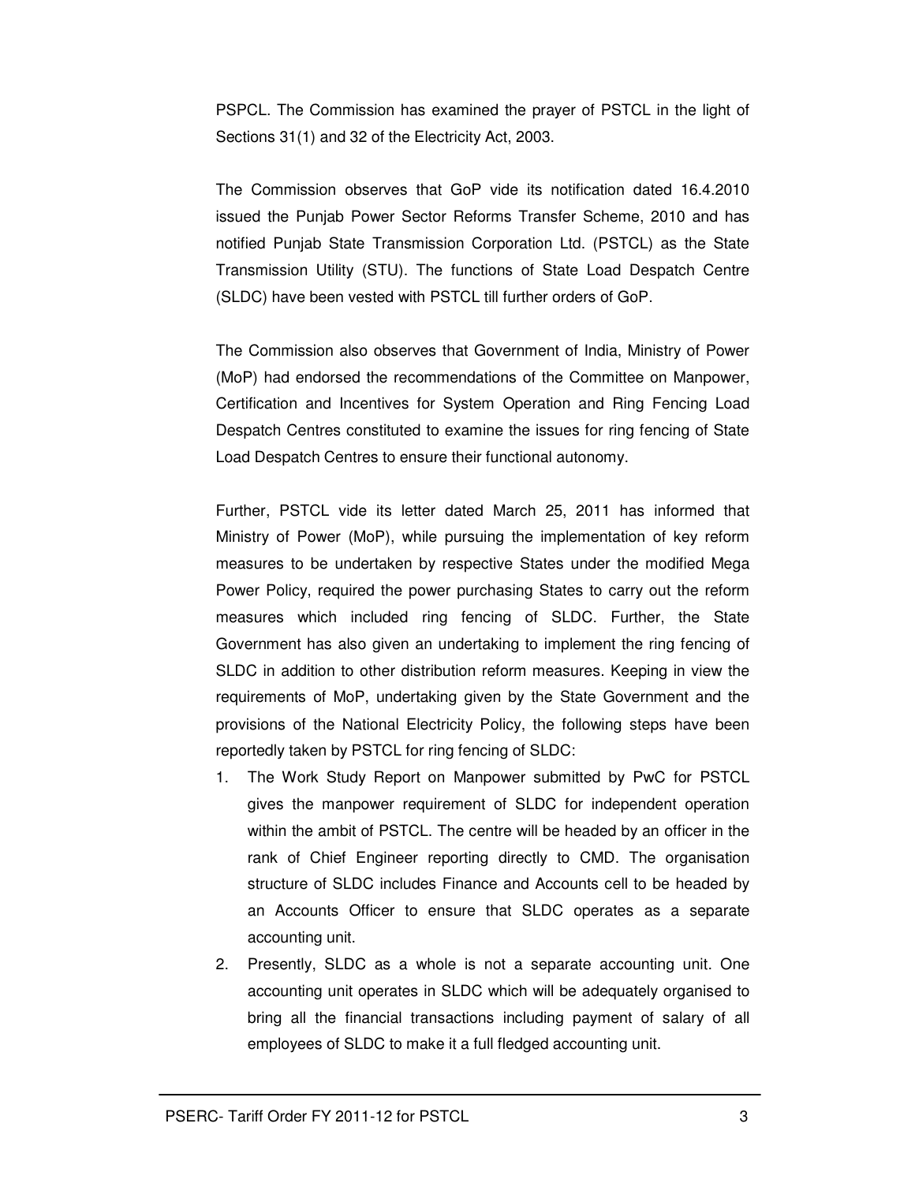PSPCL. The Commission has examined the prayer of PSTCL in the light of Sections 31(1) and 32 of the Electricity Act, 2003.

The Commission observes that GoP vide its notification dated 16.4.2010 issued the Punjab Power Sector Reforms Transfer Scheme, 2010 and has notified Punjab State Transmission Corporation Ltd. (PSTCL) as the State Transmission Utility (STU). The functions of State Load Despatch Centre (SLDC) have been vested with PSTCL till further orders of GoP.

The Commission also observes that Government of India, Ministry of Power (MoP) had endorsed the recommendations of the Committee on Manpower, Certification and Incentives for System Operation and Ring Fencing Load Despatch Centres constituted to examine the issues for ring fencing of State Load Despatch Centres to ensure their functional autonomy.

Further, PSTCL vide its letter dated March 25, 2011 has informed that Ministry of Power (MoP), while pursuing the implementation of key reform measures to be undertaken by respective States under the modified Mega Power Policy, required the power purchasing States to carry out the reform measures which included ring fencing of SLDC. Further, the State Government has also given an undertaking to implement the ring fencing of SLDC in addition to other distribution reform measures. Keeping in view the requirements of MoP, undertaking given by the State Government and the provisions of the National Electricity Policy, the following steps have been reportedly taken by PSTCL for ring fencing of SLDC:

1. The Work Study Report on Manpower submitted by PwC for PSTCL gives the manpower requirement of SLDC for independent operation within the ambit of PSTCL. The centre will be headed by an officer in the rank of Chief Engineer reporting directly to CMD. The organisation structure of SLDC includes Finance and Accounts cell to be headed by an Accounts Officer to ensure that SLDC operates as a separate accounting unit.
2. Presently, SLDC as a whole is not a separate accounting unit. One accounting unit operates in SLDC which will be adequately organised to bring all the financial transactions including payment of salary of all employees of SLDC to make it a full fledged accounting unit.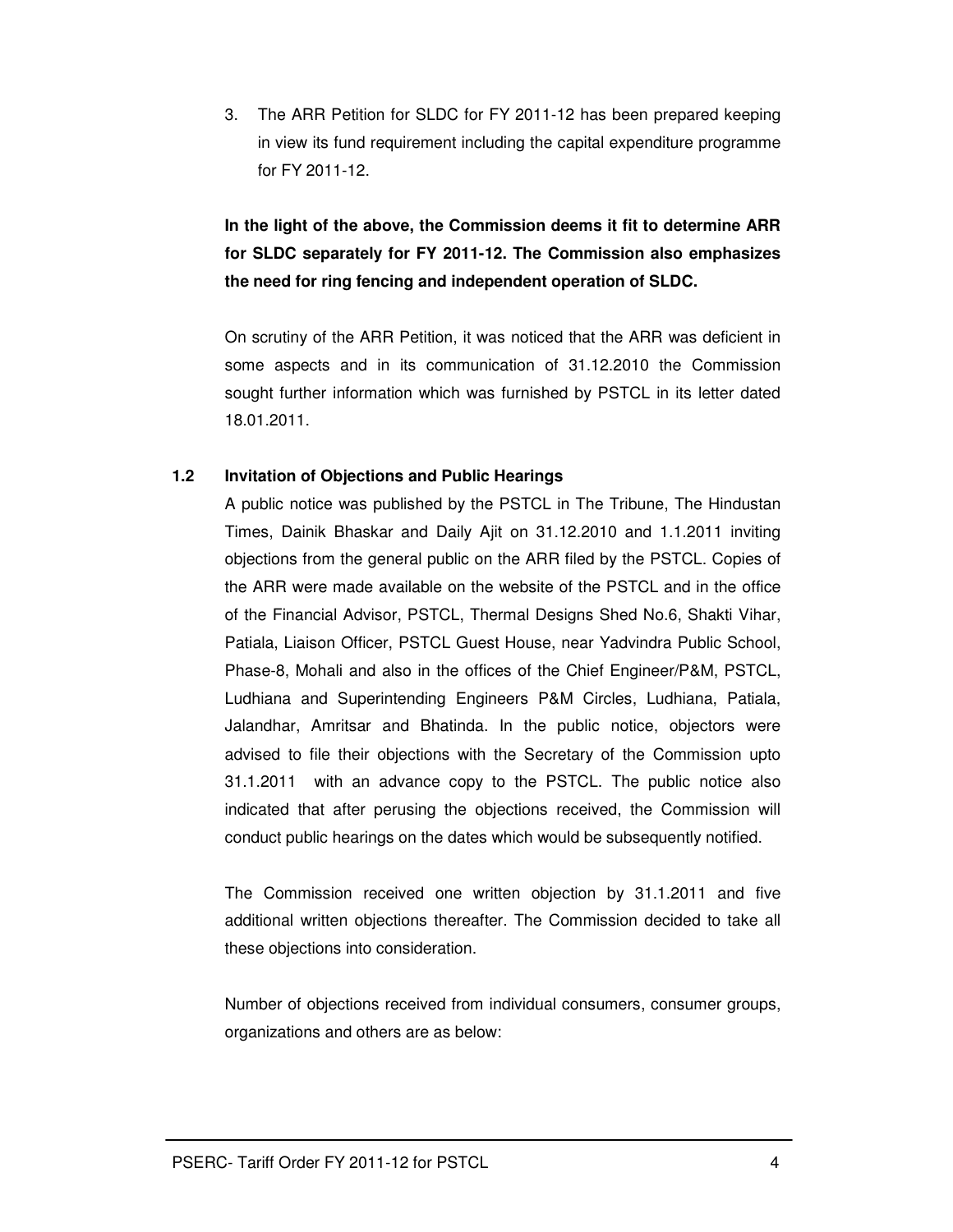3. The ARR Petition for SLDC for FY 2011-12 has been prepared keeping in view its fund requirement including the capital expenditure programme for FY 2011-12.

**In the light of the above, the Commission deems it fit to determine ARR for SLDC separately for FY 2011-12. The Commission also emphasizes the need for ring fencing and independent operation of SLDC.**

On scrutiny of the ARR Petition, it was noticed that the ARR was deficient in some aspects and in its communication of 31.12.2010 the Commission sought further information which was furnished by PSTCL in its letter dated 18.01.2011.

### 1.2 Invitation of Objections and Public Hearings

A public notice was published by the PSTCL in The Tribune, The Hindustan Times, Dainik Bhaskar and Daily Ajit on 31.12.2010 and 1.1.2011 inviting objections from the general public on the ARR filed by the PSTCL. Copies of the ARR were made available on the website of the PSTCL and in the office of the Financial Advisor, PSTCL, Thermal Designs Shed No.6, Shakti Vihar, Patiala, Liaison Officer, PSTCL Guest House, near Yadvindra Public School, Phase-8, Mohali and also in the offices of the Chief Engineer/P&M, PSTCL, Ludhiana and Superintending Engineers P&M Circles, Ludhiana, Patiala, Jalandhar, Amritsar and Bhatinda. In the public notice, objectors were advised to file their objections with the Secretary of the Commission upto 31.1.2011 with an advance copy to the PSTCL. The public notice also indicated that after perusing the objections received, the Commission will conduct public hearings on the dates which would be subsequently notified.

The Commission received one written objection by 31.1.2011 and five additional written objections thereafter. The Commission decided to take all these objections into consideration.

Number of objections received from individual consumers, consumer groups, organizations and others are as below: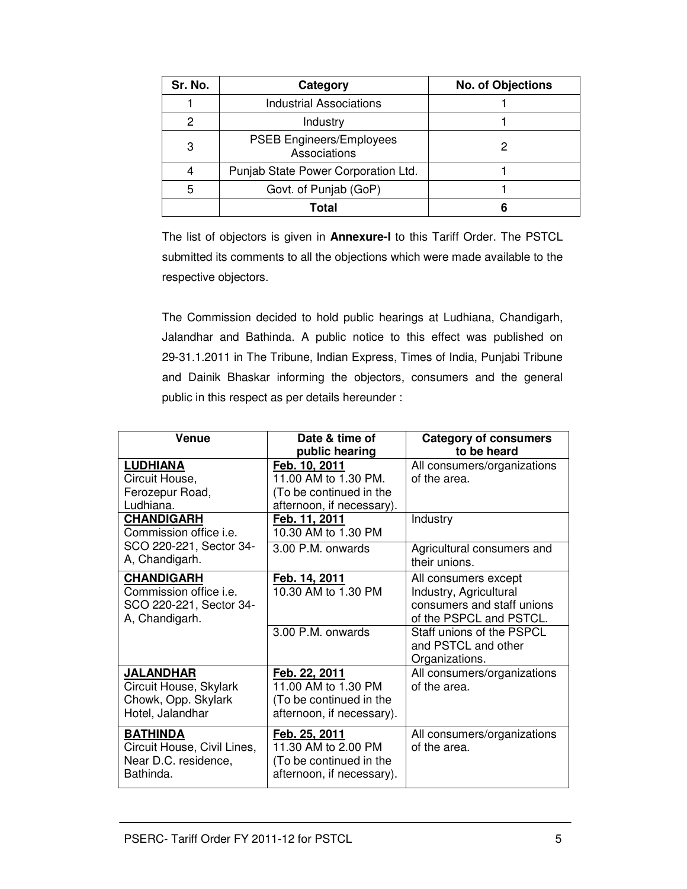| Sr. No. | Category | No. of Objections |
|---|---|---|
| 1 | Industrial Associations | 1 |
| 2 | Industry | 1 |
| 3 | PSEB Engineers/Employees Associations | 2 |
| 4 | Punjab State Power Corporation Ltd. | 1 |
| 5 | Govt. of Punjab (GoP) | 1 |
| | **Total** | **6** |

The list of objectors is given in **Annexure-I** to this Tariff Order. The PSTCL submitted its comments to all the objections which were made available to the respective objectors.

The Commission decided to hold public hearings at Ludhiana, Chandigarh, Jalandhar and Bathinda. A public notice to this effect was published on 29-31.1.2011 in The Tribune, Indian Express, Times of India, Punjabi Tribune and Dainik Bhaskar informing the objectors, consumers and the general public in this respect as per details hereunder :

| Venue | Date & time of public hearing | Category of consumers to be heard |
|---|---|---|
| **LUDHIANA** Circuit House, Ferozepur Road, Ludhiana. | **Feb. 10, 2011** 11.00 AM to 1.30 PM. (To be continued in the afternoon, if necessary). | All consumers/organizations of the area. |
| **CHANDIGARH** Commission office i.e. SCO 220-221, Sector 34-A, Chandigarh. | **Feb. 11, 2011** 10.30 AM to 1.30 PM | Industry |
| | 3.00 P.M. onwards | Agricultural consumers and their unions. |
| **CHANDIGARH** Commission office i.e. SCO 220-221, Sector 34-A, Chandigarh. | **Feb. 14, 2011** 10.30 AM to 1.30 PM | All consumers except Industry, Agricultural consumers and staff unions of the PSPCL and PSTCL. |
| | 3.00 P.M. onwards | Staff unions of the PSPCL and PSTCL and other Organizations. |
| **JALANDHAR** Circuit House, Skylark Chowk, Opp. Skylark Hotel, Jalandhar | **Feb. 22, 2011** 11.00 AM to 1.30 PM (To be continued in the afternoon, if necessary). | All consumers/organizations of the area. |
| **BATHINDA** Circuit House, Civil Lines, Near D.C. residence, Bathinda. | **Feb. 25, 2011** 11.30 AM to 2.00 PM (To be continued in the afternoon, if necessary). | All consumers/organizations of the area. |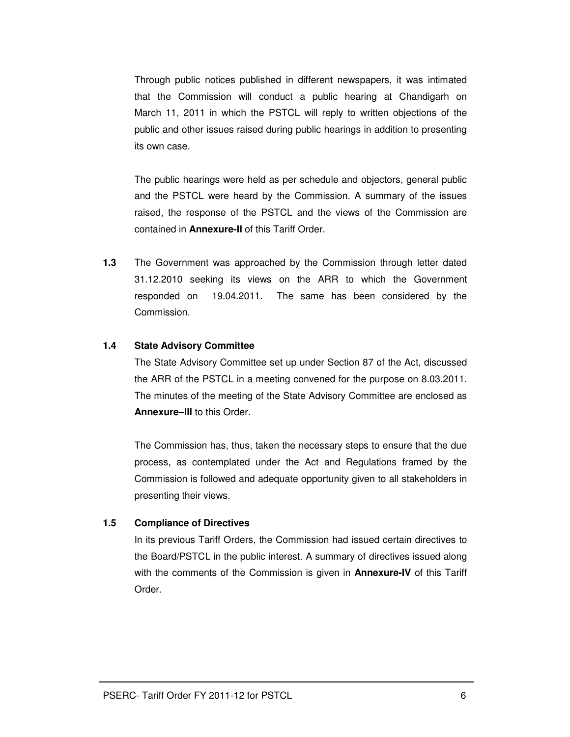Through public notices published in different newspapers, it was intimated that the Commission will conduct a public hearing at Chandigarh on March 11, 2011 in which the PSTCL will reply to written objections of the public and other issues raised during public hearings in addition to presenting its own case.

The public hearings were held as per schedule and objectors, general public and the PSTCL were heard by the Commission. A summary of the issues raised, the response of the PSTCL and the views of the Commission are contained in **Annexure-II** of this Tariff Order.

**1.3** The Government was approached by the Commission through letter dated 31.12.2010 seeking its views on the ARR to which the Government responded on 19.04.2011. The same has been considered by the Commission.

**1.4 State Advisory Committee**

The State Advisory Committee set up under Section 87 of the Act, discussed the ARR of the PSTCL in a meeting convened for the purpose on 8.03.2011. The minutes of the meeting of the State Advisory Committee are enclosed as **Annexure–III** to this Order.

The Commission has, thus, taken the necessary steps to ensure that the due process, as contemplated under the Act and Regulations framed by the Commission is followed and adequate opportunity given to all stakeholders in presenting their views.

**1.5 Compliance of Directives**

In its previous Tariff Orders, the Commission had issued certain directives to the Board/PSTCL in the public interest. A summary of directives issued along with the comments of the Commission is given in **Annexure-IV** of this Tariff Order.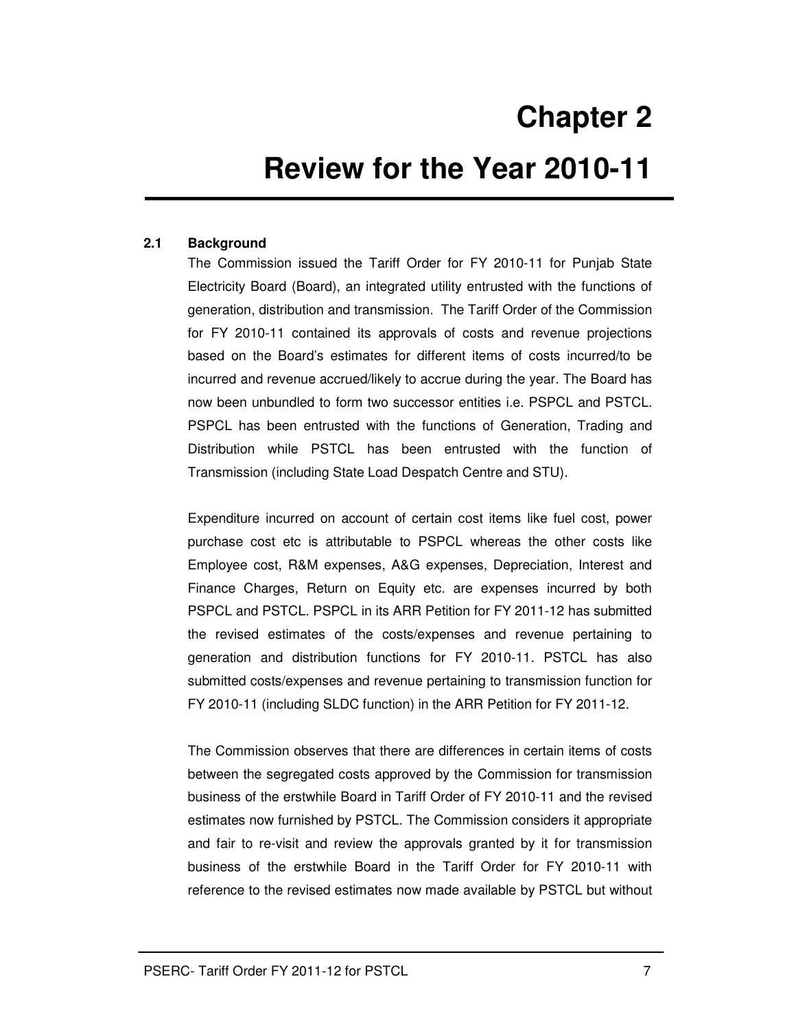# Chapter 2

# Review for the Year 2010-11

## 2.1 Background

The Commission issued the Tariff Order for FY 2010-11 for Punjab State Electricity Board (Board), an integrated utility entrusted with the functions of generation, distribution and transmission. The Tariff Order of the Commission for FY 2010-11 contained its approvals of costs and revenue projections based on the Board's estimates for different items of costs incurred/to be incurred and revenue accrued/likely to accrue during the year. The Board has now been unbundled to form two successor entities i.e. PSPCL and PSTCL. PSPCL has been entrusted with the functions of Generation, Trading and Distribution while PSTCL has been entrusted with the function of Transmission (including State Load Despatch Centre and STU).

Expenditure incurred on account of certain cost items like fuel cost, power purchase cost etc is attributable to PSPCL whereas the other costs like Employee cost, R&M expenses, A&G expenses, Depreciation, Interest and Finance Charges, Return on Equity etc. are expenses incurred by both PSPCL and PSTCL. PSPCL in its ARR Petition for FY 2011-12 has submitted the revised estimates of the costs/expenses and revenue pertaining to generation and distribution functions for FY 2010-11. PSTCL has also submitted costs/expenses and revenue pertaining to transmission function for FY 2010-11 (including SLDC function) in the ARR Petition for FY 2011-12.

The Commission observes that there are differences in certain items of costs between the segregated costs approved by the Commission for transmission business of the erstwhile Board in Tariff Order of FY 2010-11 and the revised estimates now furnished by PSTCL. The Commission considers it appropriate and fair to re-visit and review the approvals granted by it for transmission business of the erstwhile Board in the Tariff Order for FY 2010-11 with reference to the revised estimates now made available by PSTCL but without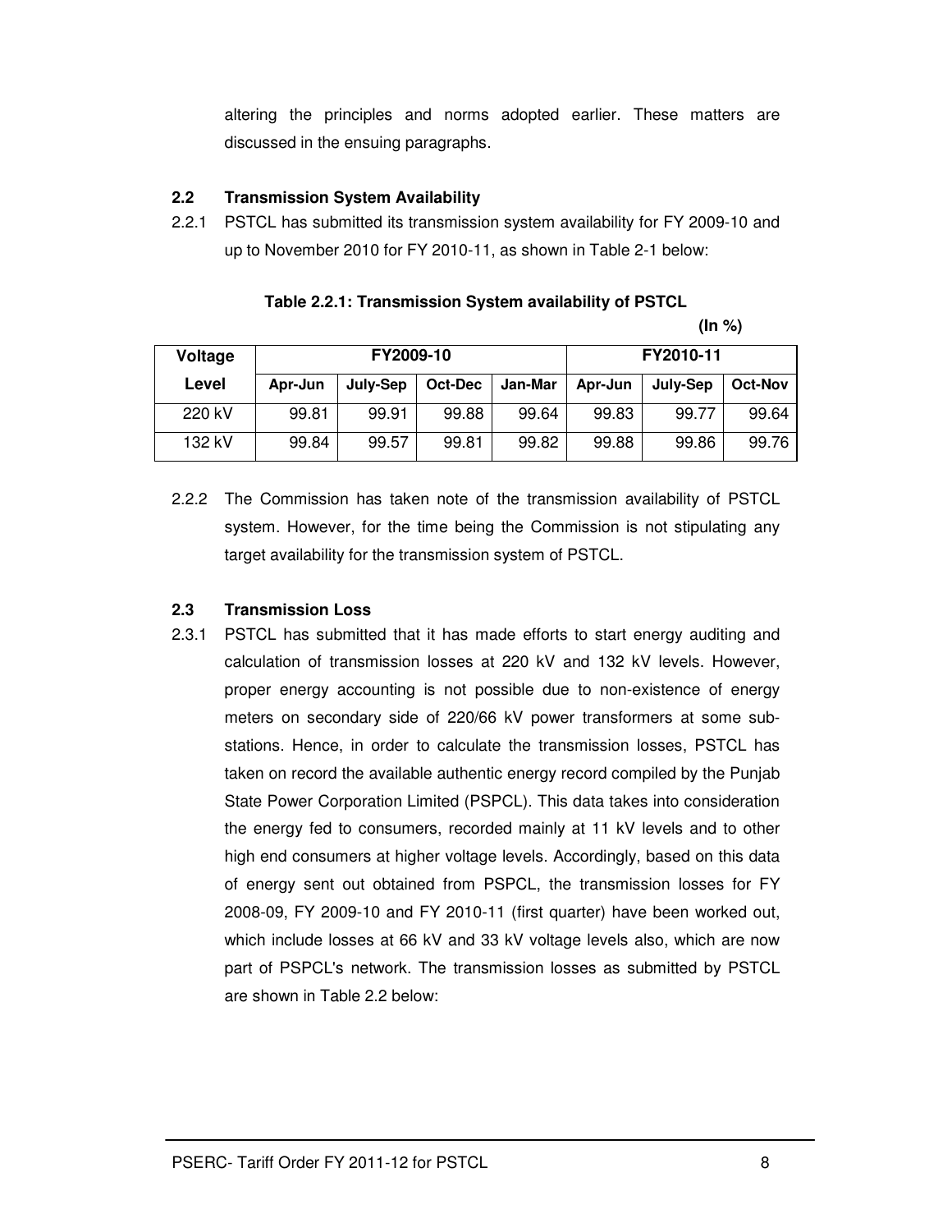altering the principles and norms adopted earlier. These matters are discussed in the ensuing paragraphs.

### 2.2 Transmission System Availability

2.2.1 PSTCL has submitted its transmission system availability for FY 2009-10 and up to November 2010 for FY 2010-11, as shown in Table 2-1 below:

**Table 2.2.1: Transmission System availability of PSTCL**

**(In %)**

| Voltage Level | FY2009-10 | | | | FY2010-11 | | |
|---|---|---|---|---|---|---|---|
| | Apr-Jun | July-Sep | Oct-Dec | Jan-Mar | Apr-Jun | July-Sep | Oct-Nov |
| 220 kV | 99.81 | 99.91 | 99.88 | 99.64 | 99.83 | 99.77 | 99.64 |
| 132 kV | 99.84 | 99.57 | 99.81 | 99.82 | 99.88 | 99.86 | 99.76 |

2.2.2 The Commission has taken note of the transmission availability of PSTCL system. However, for the time being the Commission is not stipulating any target availability for the transmission system of PSTCL.

### 2.3 Transmission Loss

2.3.1 PSTCL has submitted that it has made efforts to start energy auditing and calculation of transmission losses at 220 kV and 132 kV levels. However, proper energy accounting is not possible due to non-existence of energy meters on secondary side of 220/66 kV power transformers at some sub-stations. Hence, in order to calculate the transmission losses, PSTCL has taken on record the available authentic energy record compiled by the Punjab State Power Corporation Limited (PSPCL). This data takes into consideration the energy fed to consumers, recorded mainly at 11 kV levels and to other high end consumers at higher voltage levels. Accordingly, based on this data of energy sent out obtained from PSPCL, the transmission losses for FY 2008-09, FY 2009-10 and FY 2010-11 (first quarter) have been worked out, which include losses at 66 kV and 33 kV voltage levels also, which are now part of PSPCL's network. The transmission losses as submitted by PSTCL are shown in Table 2.2 below: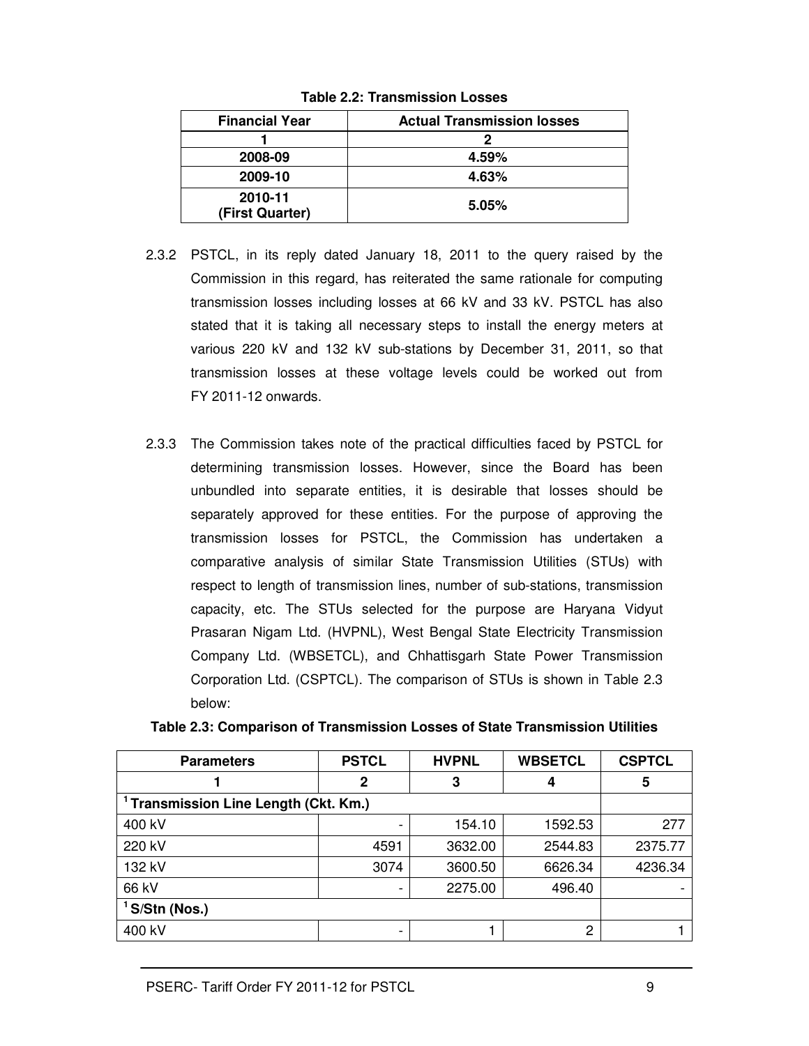**Table 2.2: Transmission Losses**

| Financial Year | Actual Transmission losses |
|---|---|
| 1 | 2 |
| 2008-09 | 4.59% |
| 2009-10 | 4.63% |
| 2010-11 (First Quarter) | 5.05% |

2.3.2 PSTCL, in its reply dated January 18, 2011 to the query raised by the Commission in this regard, has reiterated the same rationale for computing transmission losses including losses at 66 kV and 33 kV. PSTCL has also stated that it is taking all necessary steps to install the energy meters at various 220 kV and 132 kV sub-stations by December 31, 2011, so that transmission losses at these voltage levels could be worked out from FY 2011-12 onwards.

2.3.3 The Commission takes note of the practical difficulties faced by PSTCL for determining transmission losses. However, since the Board has been unbundled into separate entities, it is desirable that losses should be separately approved for these entities. For the purpose of approving the transmission losses for PSTCL, the Commission has undertaken a comparative analysis of similar State Transmission Utilities (STUs) with respect to length of transmission lines, number of sub-stations, transmission capacity, etc. The STUs selected for the purpose are Haryana Vidyut Prasaran Nigam Ltd. (HVPNL), West Bengal State Electricity Transmission Company Ltd. (WBSETCL), and Chhattisgarh State Power Transmission Corporation Ltd. (CSPTCL). The comparison of STUs is shown in Table 2.3 below:

**Table 2.3: Comparison of Transmission Losses of State Transmission Utilities**

| Parameters | PSTCL | HVPNL | WBSETCL | CSPTCL |
|---|---|---|---|---|
| 1 | 2 | 3 | 4 | 5 |
| [1] **Transmission Line Length (Ckt. Km.)** | | | | |
| 400 kV | - | 154.10 | 1592.53 | 277 |
| 220 kV | 4591 | 3632.00 | 2544.83 | 2375.77 |
| 132 kV | 3074 | 3600.50 | 6626.34 | 4236.34 |
| 66 kV | - | 2275.00 | 496.40 | - |
| [1] **S/Stn (Nos.)** | | | | |
| 400 kV | - | 1 | 2 | 1 |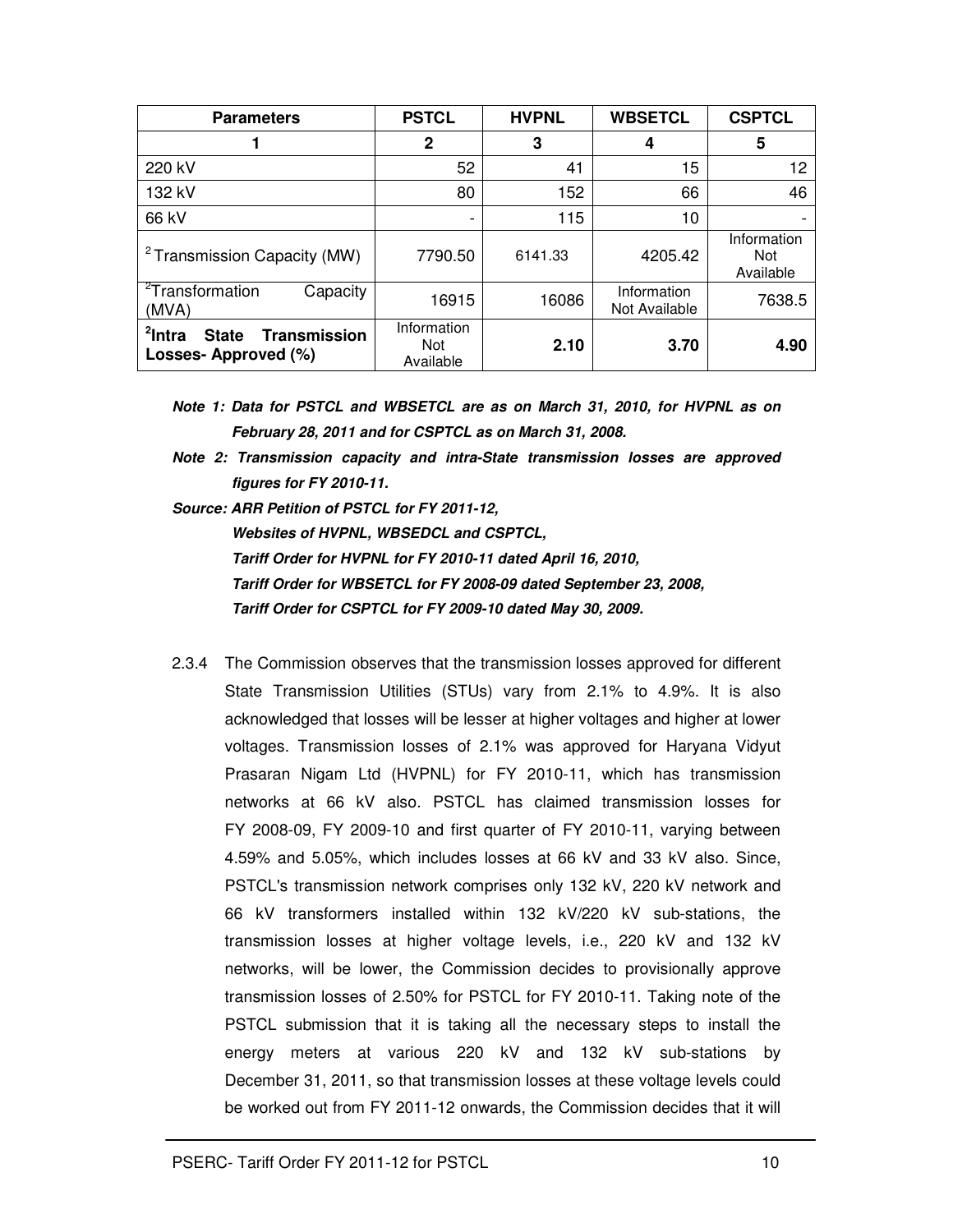| Parameters | PSTCL | HVPNL | WBSETCL | CSPTCL |
|---|---|---|---|---|
| 1 | 2 | 3 | 4 | 5 |
| 220 kV | 52 | 41 | 15 | 12 |
| 132 kV | 80 | 152 | 66 | 46 |
| 66 kV | - | 115 | 10 | - |
| [2] Transmission Capacity (MW) | 7790.50 | 6141.33 | 4205.42 | Information Not Available |
| [2] Transformation Capacity (MVA) | 16915 | 16086 | Information Not Available | 7638.5 |
| **[2] Intra State Transmission Losses- Approved (%)** | Information Not Available | **2.10** | **3.70** | **4.90** |

***Note 1: Data for PSTCL and WBSETCL are as on March 31, 2010, for HVPNL as on February 28, 2011 and for CSPTCL as on March 31, 2008.***

***Note 2: Transmission capacity and intra-State transmission losses are approved figures for FY 2010-11.***

***Source: ARR Petition of PSTCL for FY 2011-12,***
***Websites of HVPNL, WBSEDCL and CSPTCL,***
***Tariff Order for HVPNL for FY 2010-11 dated April 16, 2010,***
***Tariff Order for WBSETCL for FY 2008-09 dated September 23, 2008,***
***Tariff Order for CSPTCL for FY 2009-10 dated May 30, 2009.***

2.3.4 The Commission observes that the transmission losses approved for different State Transmission Utilities (STUs) vary from 2.1% to 4.9%. It is also acknowledged that losses will be lesser at higher voltages and higher at lower voltages. Transmission losses of 2.1% was approved for Haryana Vidyut Prasaran Nigam Ltd (HVPNL) for FY 2010-11, which has transmission networks at 66 kV also. PSTCL has claimed transmission losses for FY 2008-09, FY 2009-10 and first quarter of FY 2010-11, varying between 4.59% and 5.05%, which includes losses at 66 kV and 33 kV also. Since, PSTCL's transmission network comprises only 132 kV, 220 kV network and 66 kV transformers installed within 132 kV/220 kV sub-stations, the transmission losses at higher voltage levels, i.e., 220 kV and 132 kV networks, will be lower, the Commission decides to provisionally approve transmission losses of 2.50% for PSTCL for FY 2010-11. Taking note of the PSTCL submission that it is taking all the necessary steps to install the energy meters at various 220 kV and 132 kV sub-stations by December 31, 2011, so that transmission losses at these voltage levels could be worked out from FY 2011-12 onwards, the Commission decides that it will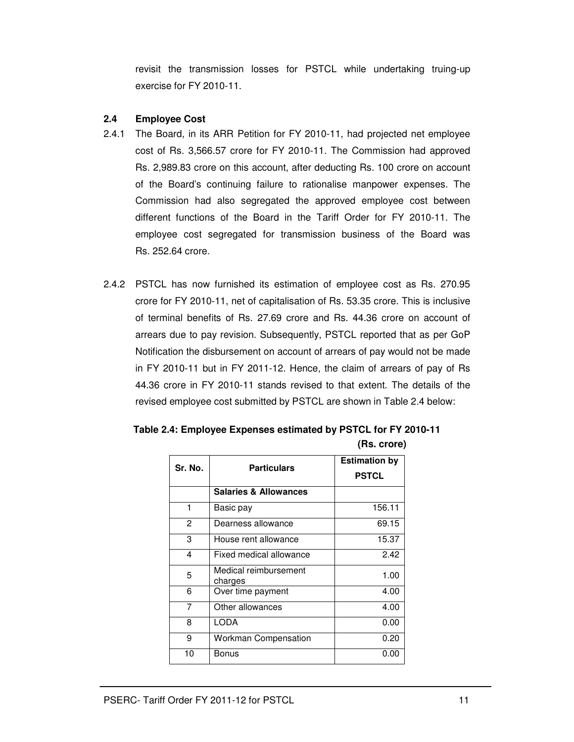revisit the transmission losses for PSTCL while undertaking truing-up exercise for FY 2010-11.

### 2.4 Employee Cost

2.4.1 The Board, in its ARR Petition for FY 2010-11, had projected net employee cost of Rs. 3,566.57 crore for FY 2010-11. The Commission had approved Rs. 2,989.83 crore on this account, after deducting Rs. 100 crore on account of the Board's continuing failure to rationalise manpower expenses. The Commission had also segregated the approved employee cost between different functions of the Board in the Tariff Order for FY 2010-11. The employee cost segregated for transmission business of the Board was Rs. 252.64 crore.

2.4.2 PSTCL has now furnished its estimation of employee cost as Rs. 270.95 crore for FY 2010-11, net of capitalisation of Rs. 53.35 crore. This is inclusive of terminal benefits of Rs. 27.69 crore and Rs. 44.36 crore on account of arrears due to pay revision. Subsequently, PSTCL reported that as per GoP Notification the disbursement on account of arrears of pay would not be made in FY 2010-11 but in FY 2011-12. Hence, the claim of arrears of pay of Rs 44.36 crore in FY 2010-11 stands revised to that extent. The details of the revised employee cost submitted by PSTCL are shown in Table 2.4 below:

**Table 2.4: Employee Expenses estimated by PSTCL for FY 2010-11**

**(Rs. crore)**

| Sr. No. | Particulars | Estimation by PSTCL |
|---|---|---|
| | **Salaries & Allowances** | |
| 1 | Basic pay | 156.11 |
| 2 | Dearness allowance | 69.15 |
| 3 | House rent allowance | 15.37 |
| 4 | Fixed medical allowance | 2.42 |
| 5 | Medical reimbursement charges | 1.00 |
| 6 | Over time payment | 4.00 |
| 7 | Other allowances | 4.00 |
| 8 | LODA | 0.00 |
| 9 | Workman Compensation | 0.20 |
| 10 | Bonus | 0.00 |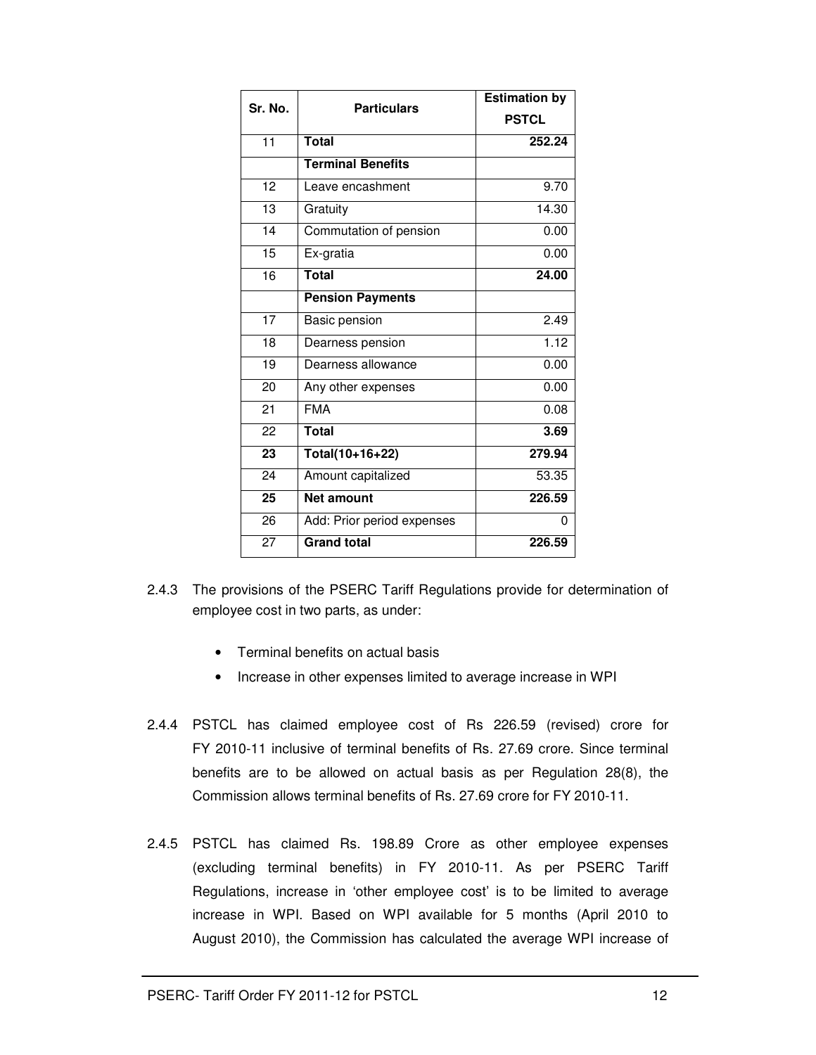| Sr. No. | Particulars | Estimation by PSTCL |
|---|---|---|
| 11 | **Total** | **252.24** |
| | **Terminal Benefits** | |
| 12 | Leave encashment | 9.70 |
| 13 | Gratuity | 14.30 |
| 14 | Commutation of pension | 0.00 |
| 15 | Ex-gratia | 0.00 |
| 16 | **Total** | **24.00** |
| | **Pension Payments** | |
| 17 | Basic pension | 2.49 |
| 18 | Dearness pension | 1.12 |
| 19 | Dearness allowance | 0.00 |
| 20 | Any other expenses | 0.00 |
| 21 | FMA | 0.08 |
| 22 | **Total** | **3.69** |
| **23** | **Total(10+16+22)** | **279.94** |
| 24 | Amount capitalized | 53.35 |
| **25** | **Net amount** | **226.59** |
| 26 | Add: Prior period expenses | 0 |
| 27 | **Grand total** | **226.59** |

2.4.3 The provisions of the PSERC Tariff Regulations provide for determination of employee cost in two parts, as under:

- Terminal benefits on actual basis
- Increase in other expenses limited to average increase in WPI

2.4.4 PSTCL has claimed employee cost of Rs 226.59 (revised) crore for FY 2010-11 inclusive of terminal benefits of Rs. 27.69 crore. Since terminal benefits are to be allowed on actual basis as per Regulation 28(8), the Commission allows terminal benefits of Rs. 27.69 crore for FY 2010-11.

2.4.5 PSTCL has claimed Rs. 198.89 Crore as other employee expenses (excluding terminal benefits) in FY 2010-11. As per PSERC Tariff Regulations, increase in 'other employee cost' is to be limited to average increase in WPI. Based on WPI available for 5 months (April 2010 to August 2010), the Commission has calculated the average WPI increase of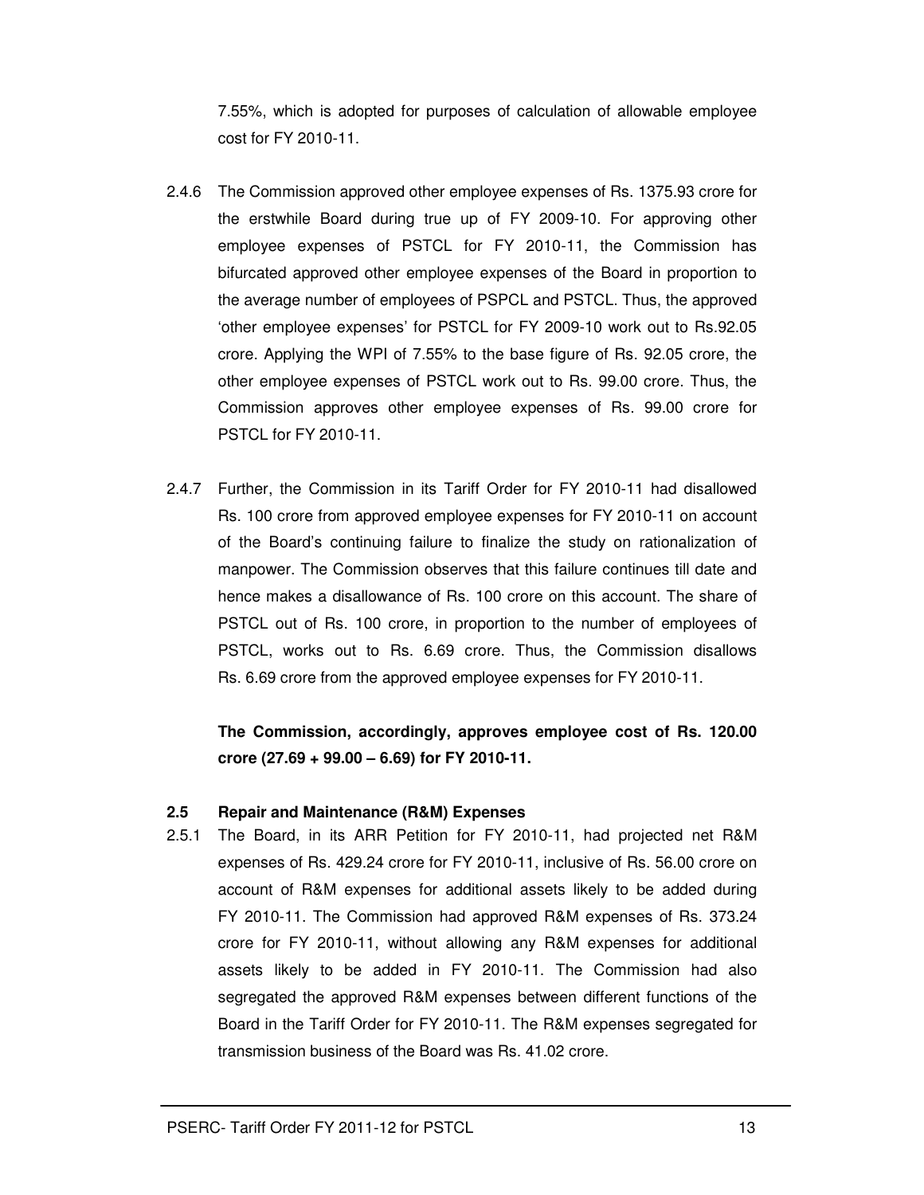7.55%, which is adopted for purposes of calculation of allowable employee cost for FY 2010-11.

2.4.6 The Commission approved other employee expenses of Rs. 1375.93 crore for the erstwhile Board during true up of FY 2009-10. For approving other employee expenses of PSTCL for FY 2010-11, the Commission has bifurcated approved other employee expenses of the Board in proportion to the average number of employees of PSPCL and PSTCL. Thus, the approved 'other employee expenses' for PSTCL for FY 2009-10 work out to Rs.92.05 crore. Applying the WPI of 7.55% to the base figure of Rs. 92.05 crore, the other employee expenses of PSTCL work out to Rs. 99.00 crore. Thus, the Commission approves other employee expenses of Rs. 99.00 crore for PSTCL for FY 2010-11.

2.4.7 Further, the Commission in its Tariff Order for FY 2010-11 had disallowed Rs. 100 crore from approved employee expenses for FY 2010-11 on account of the Board's continuing failure to finalize the study on rationalization of manpower. The Commission observes that this failure continues till date and hence makes a disallowance of Rs. 100 crore on this account. The share of PSTCL out of Rs. 100 crore, in proportion to the number of employees of PSTCL, works out to Rs. 6.69 crore. Thus, the Commission disallows Rs. 6.69 crore from the approved employee expenses for FY 2010-11.

**The Commission, accordingly, approves employee cost of Rs. 120.00 crore (27.69 + 99.00 – 6.69) for FY 2010-11.**

### 2.5 Repair and Maintenance (R&M) Expenses

2.5.1 The Board, in its ARR Petition for FY 2010-11, had projected net R&M expenses of Rs. 429.24 crore for FY 2010-11, inclusive of Rs. 56.00 crore on account of R&M expenses for additional assets likely to be added during FY 2010-11. The Commission had approved R&M expenses of Rs. 373.24 crore for FY 2010-11, without allowing any R&M expenses for additional assets likely to be added in FY 2010-11. The Commission had also segregated the approved R&M expenses between different functions of the Board in the Tariff Order for FY 2010-11. The R&M expenses segregated for transmission business of the Board was Rs. 41.02 crore.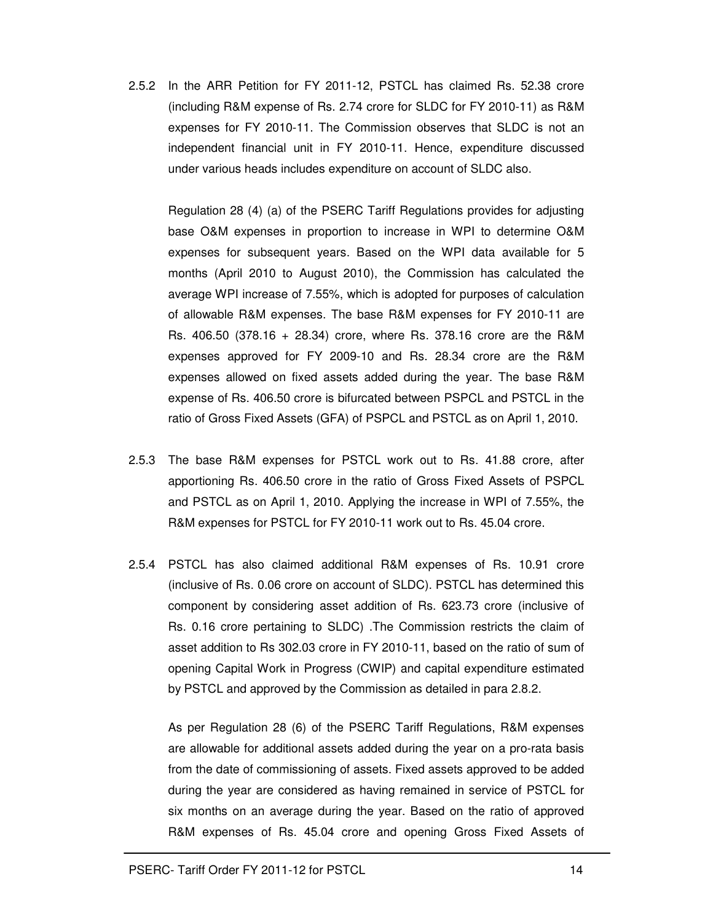2.5.2 In the ARR Petition for FY 2011-12, PSTCL has claimed Rs. 52.38 crore (including R&M expense of Rs. 2.74 crore for SLDC for FY 2010-11) as R&M expenses for FY 2010-11. The Commission observes that SLDC is not an independent financial unit in FY 2010-11. Hence, expenditure discussed under various heads includes expenditure on account of SLDC also.

Regulation 28 (4) (a) of the PSERC Tariff Regulations provides for adjusting base O&M expenses in proportion to increase in WPI to determine O&M expenses for subsequent years. Based on the WPI data available for 5 months (April 2010 to August 2010), the Commission has calculated the average WPI increase of 7.55%, which is adopted for purposes of calculation of allowable R&M expenses. The base R&M expenses for FY 2010-11 are Rs. 406.50 (378.16 + 28.34) crore, where Rs. 378.16 crore are the R&M expenses approved for FY 2009-10 and Rs. 28.34 crore are the R&M expenses allowed on fixed assets added during the year. The base R&M expense of Rs. 406.50 crore is bifurcated between PSPCL and PSTCL in the ratio of Gross Fixed Assets (GFA) of PSPCL and PSTCL as on April 1, 2010.

2.5.3 The base R&M expenses for PSTCL work out to Rs. 41.88 crore, after apportioning Rs. 406.50 crore in the ratio of Gross Fixed Assets of PSPCL and PSTCL as on April 1, 2010. Applying the increase in WPI of 7.55%, the R&M expenses for PSTCL for FY 2010-11 work out to Rs. 45.04 crore.

2.5.4 PSTCL has also claimed additional R&M expenses of Rs. 10.91 crore (inclusive of Rs. 0.06 crore on account of SLDC). PSTCL has determined this component by considering asset addition of Rs. 623.73 crore (inclusive of Rs. 0.16 crore pertaining to SLDC) .The Commission restricts the claim of asset addition to Rs 302.03 crore in FY 2010-11, based on the ratio of sum of opening Capital Work in Progress (CWIP) and capital expenditure estimated by PSTCL and approved by the Commission as detailed in para 2.8.2.

As per Regulation 28 (6) of the PSERC Tariff Regulations, R&M expenses are allowable for additional assets added during the year on a pro-rata basis from the date of commissioning of assets. Fixed assets approved to be added during the year are considered as having remained in service of PSTCL for six months on an average during the year. Based on the ratio of approved R&M expenses of Rs. 45.04 crore and opening Gross Fixed Assets of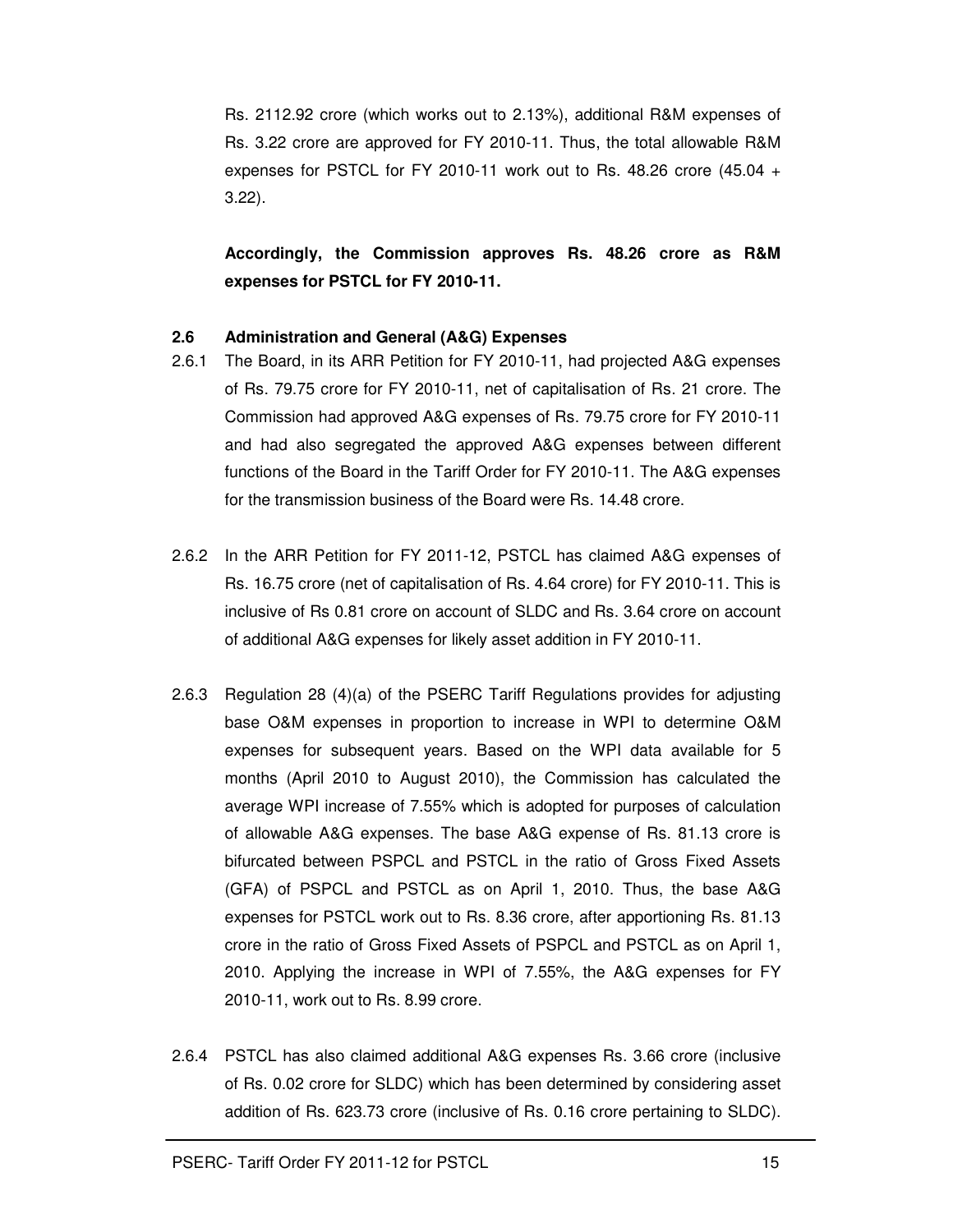Rs. 2112.92 crore (which works out to 2.13%), additional R&M expenses of Rs. 3.22 crore are approved for FY 2010-11. Thus, the total allowable R&M expenses for PSTCL for FY 2010-11 work out to Rs. 48.26 crore (45.04 + 3.22).

**Accordingly, the Commission approves Rs. 48.26 crore as R&M expenses for PSTCL for FY 2010-11.**

### 2.6 Administration and General (A&G) Expenses

2.6.1 The Board, in its ARR Petition for FY 2010-11, had projected A&G expenses of Rs. 79.75 crore for FY 2010-11, net of capitalisation of Rs. 21 crore. The Commission had approved A&G expenses of Rs. 79.75 crore for FY 2010-11 and had also segregated the approved A&G expenses between different functions of the Board in the Tariff Order for FY 2010-11. The A&G expenses for the transmission business of the Board were Rs. 14.48 crore.

2.6.2 In the ARR Petition for FY 2011-12, PSTCL has claimed A&G expenses of Rs. 16.75 crore (net of capitalisation of Rs. 4.64 crore) for FY 2010-11. This is inclusive of Rs 0.81 crore on account of SLDC and Rs. 3.64 crore on account of additional A&G expenses for likely asset addition in FY 2010-11.

2.6.3 Regulation 28 (4)(a) of the PSERC Tariff Regulations provides for adjusting base O&M expenses in proportion to increase in WPI to determine O&M expenses for subsequent years. Based on the WPI data available for 5 months (April 2010 to August 2010), the Commission has calculated the average WPI increase of 7.55% which is adopted for purposes of calculation of allowable A&G expenses. The base A&G expense of Rs. 81.13 crore is bifurcated between PSPCL and PSTCL in the ratio of Gross Fixed Assets (GFA) of PSPCL and PSTCL as on April 1, 2010. Thus, the base A&G expenses for PSTCL work out to Rs. 8.36 crore, after apportioning Rs. 81.13 crore in the ratio of Gross Fixed Assets of PSPCL and PSTCL as on April 1, 2010. Applying the increase in WPI of 7.55%, the A&G expenses for FY 2010-11, work out to Rs. 8.99 crore.

2.6.4 PSTCL has also claimed additional A&G expenses Rs. 3.66 crore (inclusive of Rs. 0.02 crore for SLDC) which has been determined by considering asset addition of Rs. 623.73 crore (inclusive of Rs. 0.16 crore pertaining to SLDC).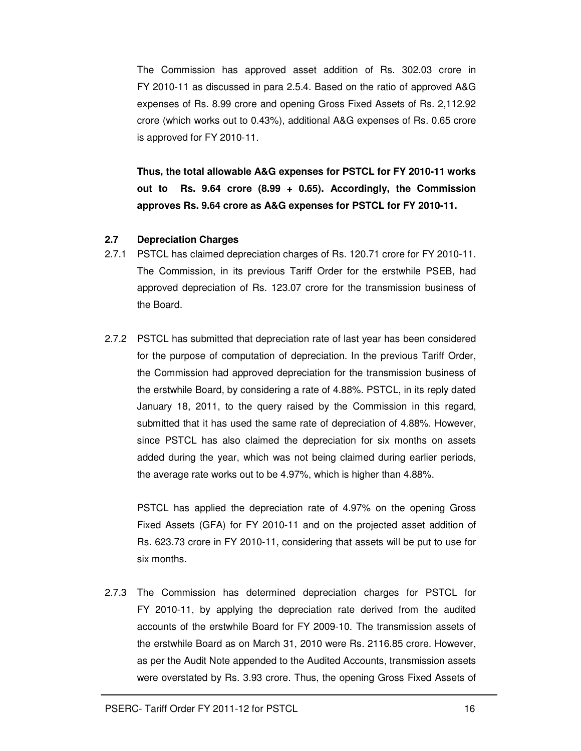The Commission has approved asset addition of Rs. 302.03 crore in FY 2010-11 as discussed in para 2.5.4. Based on the ratio of approved A&G expenses of Rs. 8.99 crore and opening Gross Fixed Assets of Rs. 2,112.92 crore (which works out to 0.43%), additional A&G expenses of Rs. 0.65 crore is approved for FY 2010-11.

**Thus, the total allowable A&G expenses for PSTCL for FY 2010-11 works out to Rs. 9.64 crore (8.99 + 0.65). Accordingly, the Commission approves Rs. 9.64 crore as A&G expenses for PSTCL for FY 2010-11.**

### 2.7 Depreciation Charges

2.7.1 PSTCL has claimed depreciation charges of Rs. 120.71 crore for FY 2010-11. The Commission, in its previous Tariff Order for the erstwhile PSEB, had approved depreciation of Rs. 123.07 crore for the transmission business of the Board.

2.7.2 PSTCL has submitted that depreciation rate of last year has been considered for the purpose of computation of depreciation. In the previous Tariff Order, the Commission had approved depreciation for the transmission business of the erstwhile Board, by considering a rate of 4.88%. PSTCL, in its reply dated January 18, 2011, to the query raised by the Commission in this regard, submitted that it has used the same rate of depreciation of 4.88%. However, since PSTCL has also claimed the depreciation for six months on assets added during the year, which was not being claimed during earlier periods, the average rate works out to be 4.97%, which is higher than 4.88%.

PSTCL has applied the depreciation rate of 4.97% on the opening Gross Fixed Assets (GFA) for FY 2010-11 and on the projected asset addition of Rs. 623.73 crore in FY 2010-11, considering that assets will be put to use for six months.

2.7.3 The Commission has determined depreciation charges for PSTCL for FY 2010-11, by applying the depreciation rate derived from the audited accounts of the erstwhile Board for FY 2009-10. The transmission assets of the erstwhile Board as on March 31, 2010 were Rs. 2116.85 crore. However, as per the Audit Note appended to the Audited Accounts, transmission assets were overstated by Rs. 3.93 crore. Thus, the opening Gross Fixed Assets of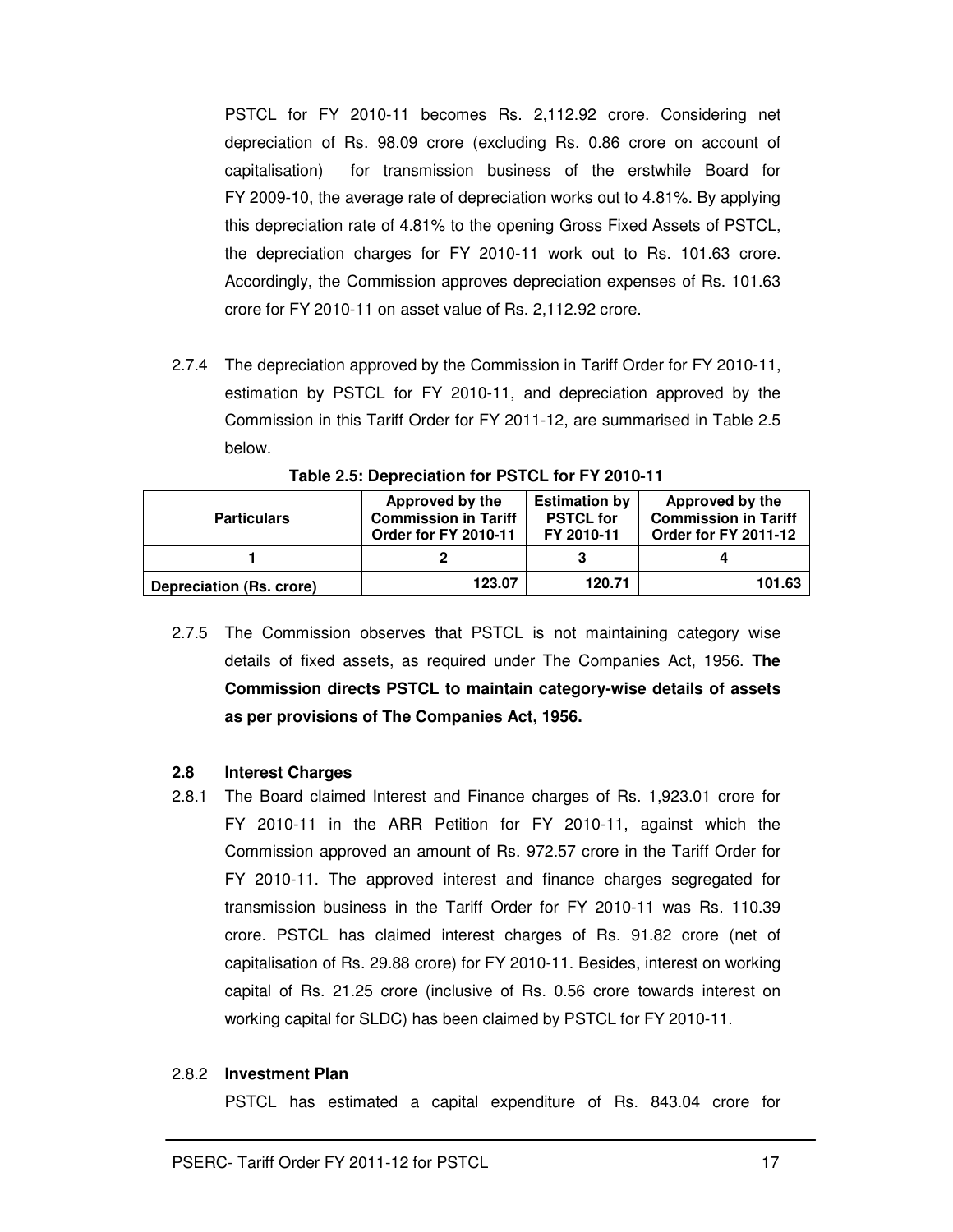PSTCL for FY 2010-11 becomes Rs. 2,112.92 crore. Considering net depreciation of Rs. 98.09 crore (excluding Rs. 0.86 crore on account of capitalisation) for transmission business of the erstwhile Board for FY 2009-10, the average rate of depreciation works out to 4.81%. By applying this depreciation rate of 4.81% to the opening Gross Fixed Assets of PSTCL, the depreciation charges for FY 2010-11 work out to Rs. 101.63 crore. Accordingly, the Commission approves depreciation expenses of Rs. 101.63 crore for FY 2010-11 on asset value of Rs. 2,112.92 crore.

2.7.4 The depreciation approved by the Commission in Tariff Order for FY 2010-11, estimation by PSTCL for FY 2010-11, and depreciation approved by the Commission in this Tariff Order for FY 2011-12, are summarised in Table 2.5 below.

**Table 2.5: Depreciation for PSTCL for FY 2010-11**

| Particulars | Approved by the Commission in Tariff Order for FY 2010-11 | Estimation by PSTCL for FY 2010-11 | Approved by the Commission in Tariff Order for FY 2011-12 |
|---|---|---|---|
| 1 | 2 | 3 | 4 |
| Depreciation (Rs. crore) | 123.07 | 120.71 | 101.63 |

2.7.5 The Commission observes that PSTCL is not maintaining category wise details of fixed assets, as required under The Companies Act, 1956. **The Commission directs PSTCL to maintain category-wise details of assets as per provisions of The Companies Act, 1956.**

### 2.8 Interest Charges

2.8.1 The Board claimed Interest and Finance charges of Rs. 1,923.01 crore for FY 2010-11 in the ARR Petition for FY 2010-11, against which the Commission approved an amount of Rs. 972.57 crore in the Tariff Order for FY 2010-11. The approved interest and finance charges segregated for transmission business in the Tariff Order for FY 2010-11 was Rs. 110.39 crore. PSTCL has claimed interest charges of Rs. 91.82 crore (net of capitalisation of Rs. 29.88 crore) for FY 2010-11. Besides, interest on working capital of Rs. 21.25 crore (inclusive of Rs. 0.56 crore towards interest on working capital for SLDC) has been claimed by PSTCL for FY 2010-11.

2.8.2 **Investment Plan**

PSTCL has estimated a capital expenditure of Rs. 843.04 crore for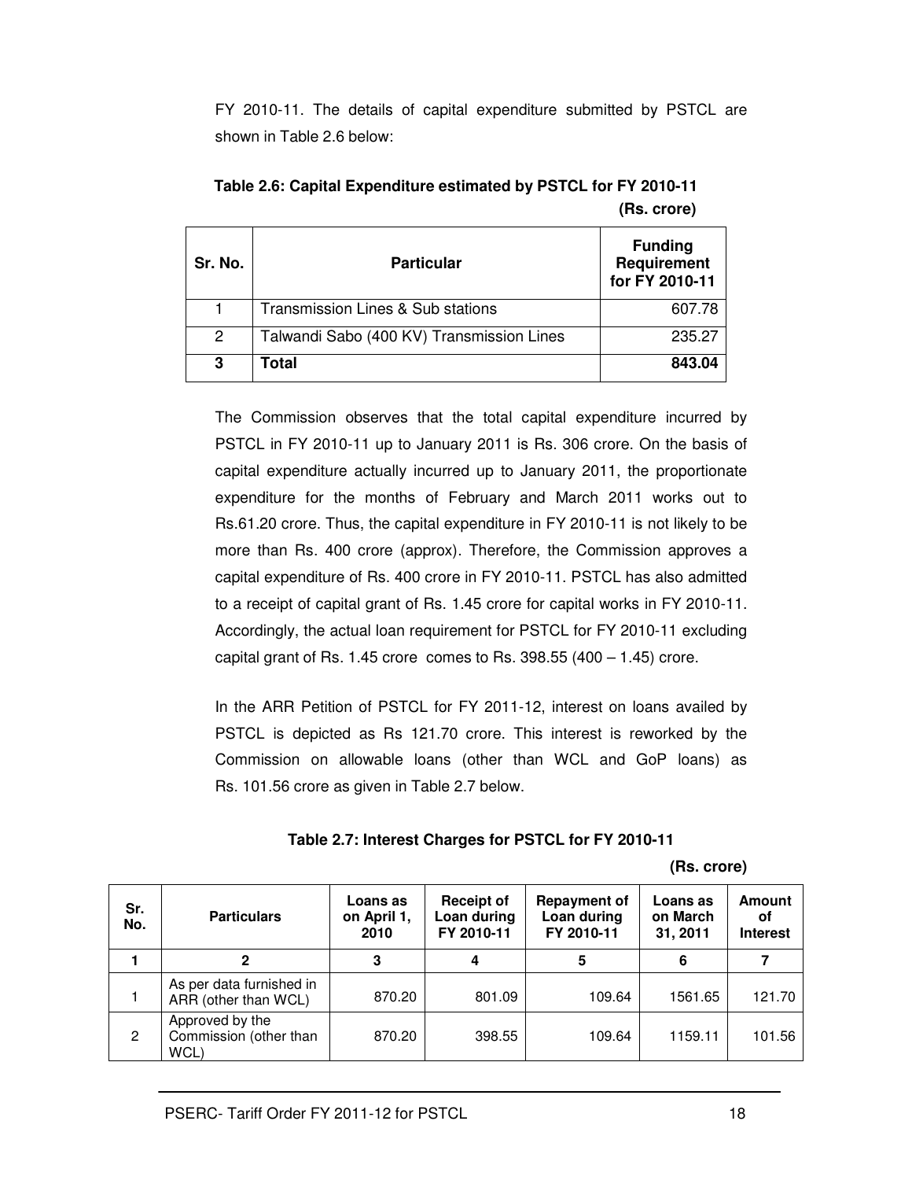FY 2010-11. The details of capital expenditure submitted by PSTCL are shown in Table 2.6 below:

**Table 2.6: Capital Expenditure estimated by PSTCL for FY 2010-11**

**(Rs. crore)**

| Sr. No. | Particular | Funding Requirement for FY 2010-11 |
|---|---|---|
| 1 | Transmission Lines & Sub stations | 607.78 |
| 2 | Talwandi Sabo (400 KV) Transmission Lines | 235.27 |
| **3** | **Total** | **843.04** |

The Commission observes that the total capital expenditure incurred by PSTCL in FY 2010-11 up to January 2011 is Rs. 306 crore. On the basis of capital expenditure actually incurred up to January 2011, the proportionate expenditure for the months of February and March 2011 works out to Rs.61.20 crore. Thus, the capital expenditure in FY 2010-11 is not likely to be more than Rs. 400 crore (approx). Therefore, the Commission approves a capital expenditure of Rs. 400 crore in FY 2010-11. PSTCL has also admitted to a receipt of capital grant of Rs. 1.45 crore for capital works in FY 2010-11. Accordingly, the actual loan requirement for PSTCL for FY 2010-11 excluding capital grant of Rs. 1.45 crore comes to Rs. 398.55 (400 – 1.45) crore.

In the ARR Petition of PSTCL for FY 2011-12, interest on loans availed by PSTCL is depicted as Rs 121.70 crore. This interest is reworked by the Commission on allowable loans (other than WCL and GoP loans) as Rs. 101.56 crore as given in Table 2.7 below.

**Table 2.7: Interest Charges for PSTCL for FY 2010-11**

**(Rs. crore)**

| Sr. No. | Particulars | Loans as on April 1, 2010 | Receipt of Loan during FY 2010-11 | Repayment of Loan during FY 2010-11 | Loans as on March 31, 2011 | Amount of Interest |
|---|---|---|---|---|---|---|
| **1** | **2** | **3** | **4** | **5** | **6** | **7** |
| 1 | As per data furnished in ARR (other than WCL) | 870.20 | 801.09 | 109.64 | 1561.65 | 121.70 |
| 2 | Approved by the Commission (other than WCL) | 870.20 | 398.55 | 109.64 | 1159.11 | 101.56 |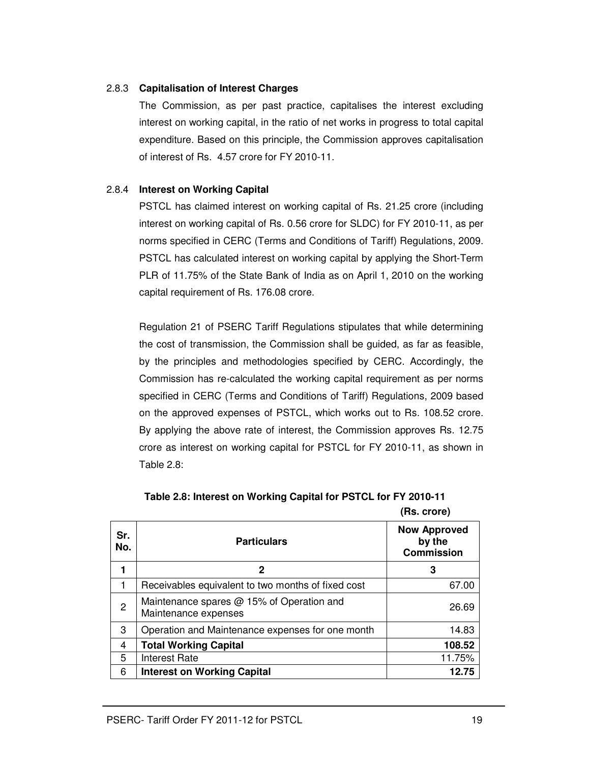### 2.8.3 **Capitalisation of Interest Charges**

The Commission, as per past practice, capitalises the interest excluding interest on working capital, in the ratio of net works in progress to total capital expenditure. Based on this principle, the Commission approves capitalisation of interest of Rs. 4.57 crore for FY 2010-11.

### 2.8.4 **Interest on Working Capital**

PSTCL has claimed interest on working capital of Rs. 21.25 crore (including interest on working capital of Rs. 0.56 crore for SLDC) for FY 2010-11, as per norms specified in CERC (Terms and Conditions of Tariff) Regulations, 2009. PSTCL has calculated interest on working capital by applying the Short-Term PLR of 11.75% of the State Bank of India as on April 1, 2010 on the working capital requirement of Rs. 176.08 crore.

Regulation 21 of PSERC Tariff Regulations stipulates that while determining the cost of transmission, the Commission shall be guided, as far as feasible, by the principles and methodologies specified by CERC. Accordingly, the Commission has re-calculated the working capital requirement as per norms specified in CERC (Terms and Conditions of Tariff) Regulations, 2009 based on the approved expenses of PSTCL, which works out to Rs. 108.52 crore. By applying the above rate of interest, the Commission approves Rs. 12.75 crore as interest on working capital for PSTCL for FY 2010-11, as shown in Table 2.8:

**Table 2.8: Interest on Working Capital for PSTCL for FY 2010-11**

**(Rs. crore)**

| Sr. No. | Particulars | Now Approved by the Commission |
|---|---|---|
| **1** | **2** | **3** |
| 1 | Receivables equivalent to two months of fixed cost | 67.00 |
| 2 | Maintenance spares @ 15% of Operation and Maintenance expenses | 26.69 |
| 3 | Operation and Maintenance expenses for one month | 14.83 |
| 4 | **Total Working Capital** | **108.52** |
| 5 | Interest Rate | 11.75% |
| 6 | **Interest on Working Capital** | **12.75** |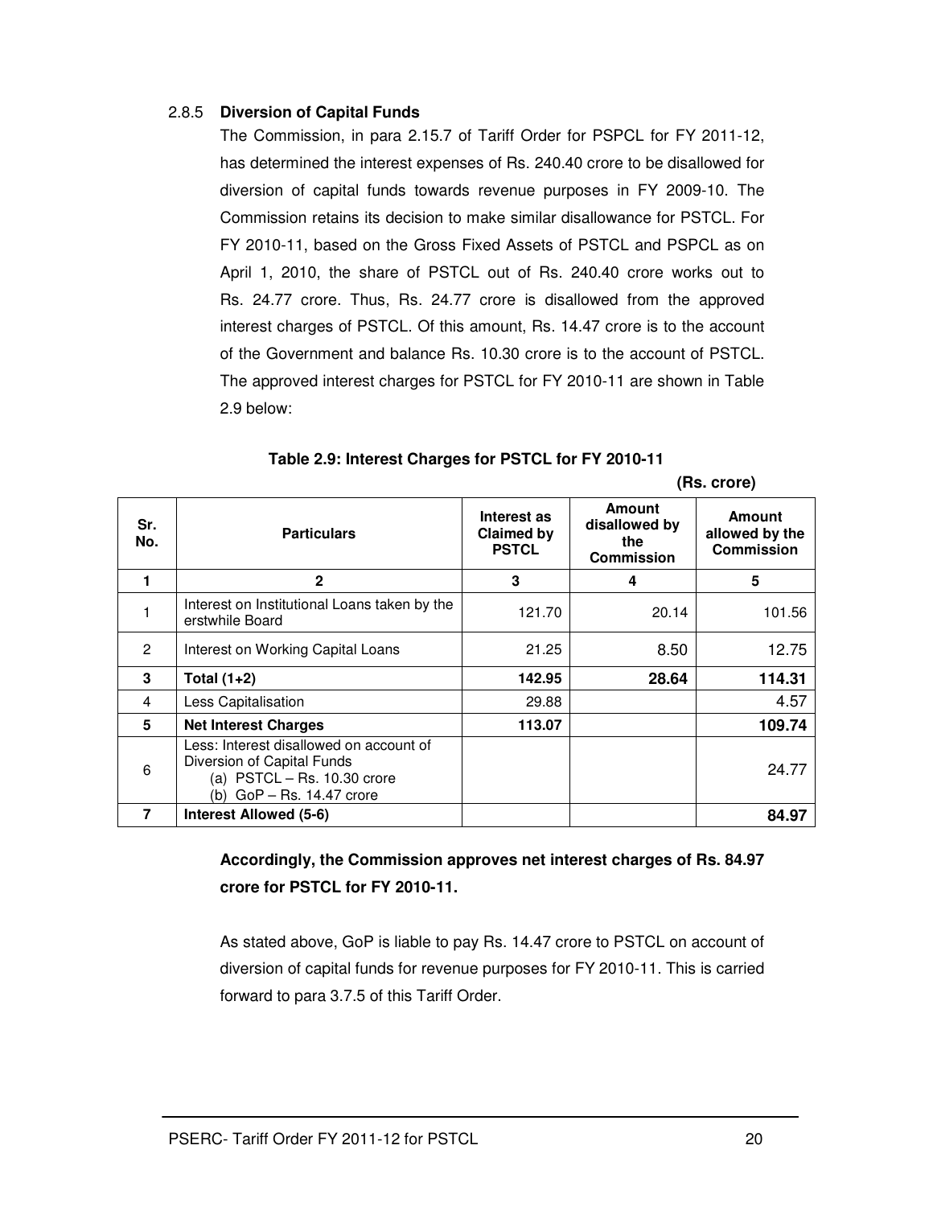### 2.8.5 **Diversion of Capital Funds**

The Commission, in para 2.15.7 of Tariff Order for PSPCL for FY 2011-12, has determined the interest expenses of Rs. 240.40 crore to be disallowed for diversion of capital funds towards revenue purposes in FY 2009-10. The Commission retains its decision to make similar disallowance for PSTCL. For FY 2010-11, based on the Gross Fixed Assets of PSTCL and PSPCL as on April 1, 2010, the share of PSTCL out of Rs. 240.40 crore works out to Rs. 24.77 crore. Thus, Rs. 24.77 crore is disallowed from the approved interest charges of PSTCL. Of this amount, Rs. 14.47 crore is to the account of the Government and balance Rs. 10.30 crore is to the account of PSTCL. The approved interest charges for PSTCL for FY 2010-11 are shown in Table 2.9 below:

**Table 2.9: Interest Charges for PSTCL for FY 2010-11**

(Rs. crore)

| Sr. No. | Particulars | Interest as Claimed by PSTCL | Amount disallowed by the Commission | Amount allowed by the Commission |
|---|---|---|---|---|
| 1 | 2 | 3 | 4 | 5 |
| 1 | Interest on Institutional Loans taken by the erstwhile Board | 121.70 | 20.14 | 101.56 |
| 2 | Interest on Working Capital Loans | 21.25 | 8.50 | 12.75 |
| 3 | **Total (1+2)** | **142.95** | **28.64** | **114.31** |
| 4 | Less Capitalisation | 29.88 | | 4.57 |
| 5 | **Net Interest Charges** | **113.07** | | **109.74** |
| 6 | Less: Interest disallowed on account of Diversion of Capital Funds (a) PSTCL – Rs. 10.30 crore (b) GoP – Rs. 14.47 crore | | | 24.77 |
| 7 | **Interest Allowed (5-6)** | | | **84.97** |

**Accordingly, the Commission approves net interest charges of Rs. 84.97 crore for PSTCL for FY 2010-11.**

As stated above, GoP is liable to pay Rs. 14.47 crore to PSTCL on account of diversion of capital funds for revenue purposes for FY 2010-11. This is carried forward to para 3.7.5 of this Tariff Order.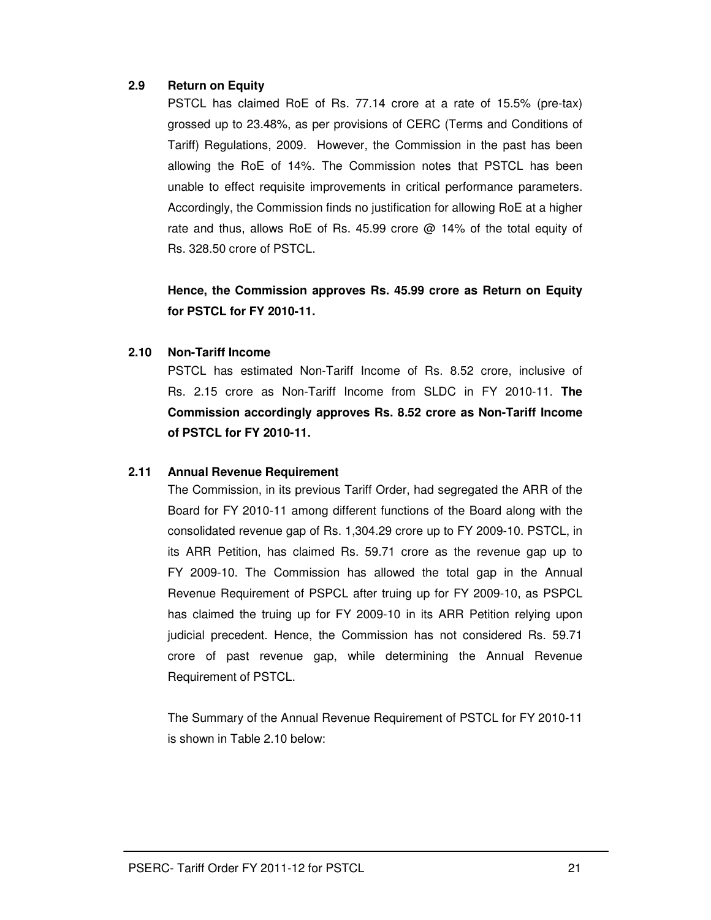### 2.9 Return on Equity

PSTCL has claimed RoE of Rs. 77.14 crore at a rate of 15.5% (pre-tax) grossed up to 23.48%, as per provisions of CERC (Terms and Conditions of Tariff) Regulations, 2009. However, the Commission in the past has been allowing the RoE of 14%. The Commission notes that PSTCL has been unable to effect requisite improvements in critical performance parameters. Accordingly, the Commission finds no justification for allowing RoE at a higher rate and thus, allows RoE of Rs. 45.99 crore @ 14% of the total equity of Rs. 328.50 crore of PSTCL.

**Hence, the Commission approves Rs. 45.99 crore as Return on Equity for PSTCL for FY 2010-11.**

### 2.10 Non-Tariff Income

PSTCL has estimated Non-Tariff Income of Rs. 8.52 crore, inclusive of Rs. 2.15 crore as Non-Tariff Income from SLDC in FY 2010-11. **The Commission accordingly approves Rs. 8.52 crore as Non-Tariff Income of PSTCL for FY 2010-11.**

### 2.11 Annual Revenue Requirement

The Commission, in its previous Tariff Order, had segregated the ARR of the Board for FY 2010-11 among different functions of the Board along with the consolidated revenue gap of Rs. 1,304.29 crore up to FY 2009-10. PSTCL, in its ARR Petition, has claimed Rs. 59.71 crore as the revenue gap up to FY 2009-10. The Commission has allowed the total gap in the Annual Revenue Requirement of PSPCL after truing up for FY 2009-10, as PSPCL has claimed the truing up for FY 2009-10 in its ARR Petition relying upon judicial precedent. Hence, the Commission has not considered Rs. 59.71 crore of past revenue gap, while determining the Annual Revenue Requirement of PSTCL.

The Summary of the Annual Revenue Requirement of PSTCL for FY 2010-11 is shown in Table 2.10 below: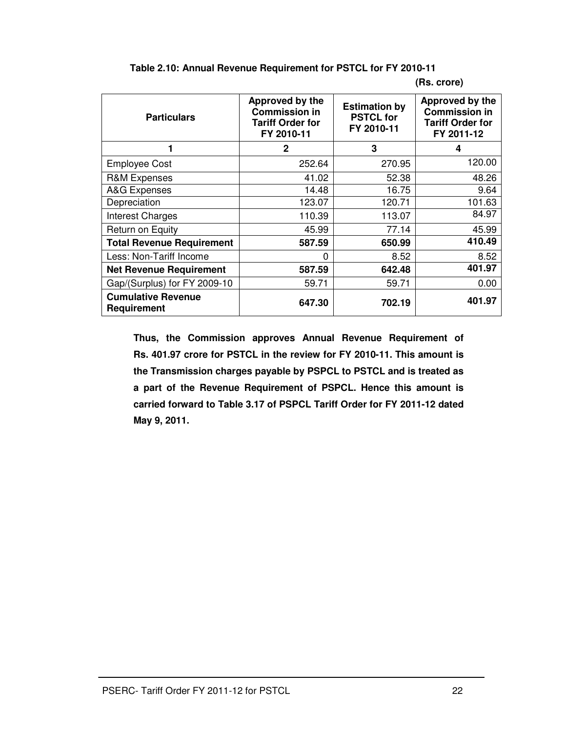**Table 2.10: Annual Revenue Requirement for PSTCL for FY 2010-11**

**(Rs. crore)**

| Particulars | Approved by the Commission in Tariff Order for FY 2010-11 | Estimation by PSTCL for FY 2010-11 | Approved by the Commission in Tariff Order for FY 2011-12 |
|---|---|---|---|
| 1 | 2 | 3 | 4 |
| Employee Cost | 252.64 | 270.95 | 120.00 |
| R&M Expenses | 41.02 | 52.38 | 48.26 |
| A&G Expenses | 14.48 | 16.75 | 9.64 |
| Depreciation | 123.07 | 120.71 | 101.63 |
| Interest Charges | 110.39 | 113.07 | 84.97 |
| Return on Equity | 45.99 | 77.14 | 45.99 |
| **Total Revenue Requirement** | **587.59** | **650.99** | **410.49** |
| Less: Non-Tariff Income | 0 | 8.52 | 8.52 |
| **Net Revenue Requirement** | **587.59** | **642.48** | **401.97** |
| Gap/(Surplus) for FY 2009-10 | 59.71 | 59.71 | 0.00 |
| **Cumulative Revenue Requirement** | **647.30** | **702.19** | **401.97** |

**Thus, the Commission approves Annual Revenue Requirement of Rs. 401.97 crore for PSTCL in the review for FY 2010-11. This amount is the Transmission charges payable by PSPCL to PSTCL and is treated as a part of the Revenue Requirement of PSPCL. Hence this amount is carried forward to Table 3.17 of PSPCL Tariff Order for FY 2011-12 dated May 9, 2011.**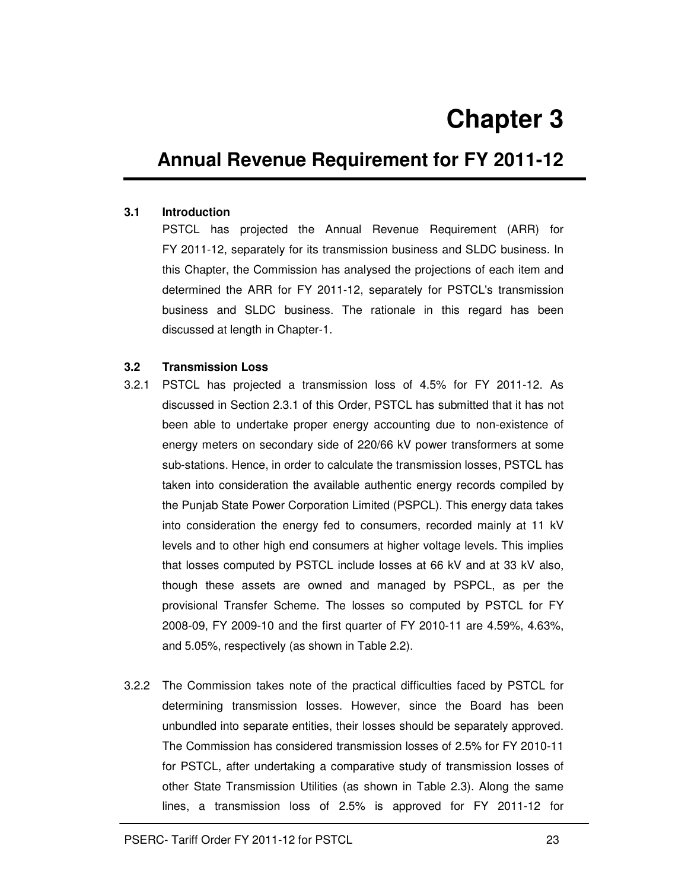# Chapter 3

## Annual Revenue Requirement for FY 2011-12

### 3.1 Introduction

PSTCL has projected the Annual Revenue Requirement (ARR) for FY 2011-12, separately for its transmission business and SLDC business. In this Chapter, the Commission has analysed the projections of each item and determined the ARR for FY 2011-12, separately for PSTCL's transmission business and SLDC business. The rationale in this regard has been discussed at length in Chapter-1.

### 3.2 Transmission Loss

3.2.1 PSTCL has projected a transmission loss of 4.5% for FY 2011-12. As discussed in Section 2.3.1 of this Order, PSTCL has submitted that it has not been able to undertake proper energy accounting due to non-existence of energy meters on secondary side of 220/66 kV power transformers at some sub-stations. Hence, in order to calculate the transmission losses, PSTCL has taken into consideration the available authentic energy records compiled by the Punjab State Power Corporation Limited (PSPCL). This energy data takes into consideration the energy fed to consumers, recorded mainly at 11 kV levels and to other high end consumers at higher voltage levels. This implies that losses computed by PSTCL include losses at 66 kV and at 33 kV also, though these assets are owned and managed by PSPCL, as per the provisional Transfer Scheme. The losses so computed by PSTCL for FY 2008-09, FY 2009-10 and the first quarter of FY 2010-11 are 4.59%, 4.63%, and 5.05%, respectively (as shown in Table 2.2).

3.2.2 The Commission takes note of the practical difficulties faced by PSTCL for determining transmission losses. However, since the Board has been unbundled into separate entities, their losses should be separately approved. The Commission has considered transmission losses of 2.5% for FY 2010-11 for PSTCL, after undertaking a comparative study of transmission losses of other State Transmission Utilities (as shown in Table 2.3). Along the same lines, a transmission loss of 2.5% is approved for FY 2011-12 for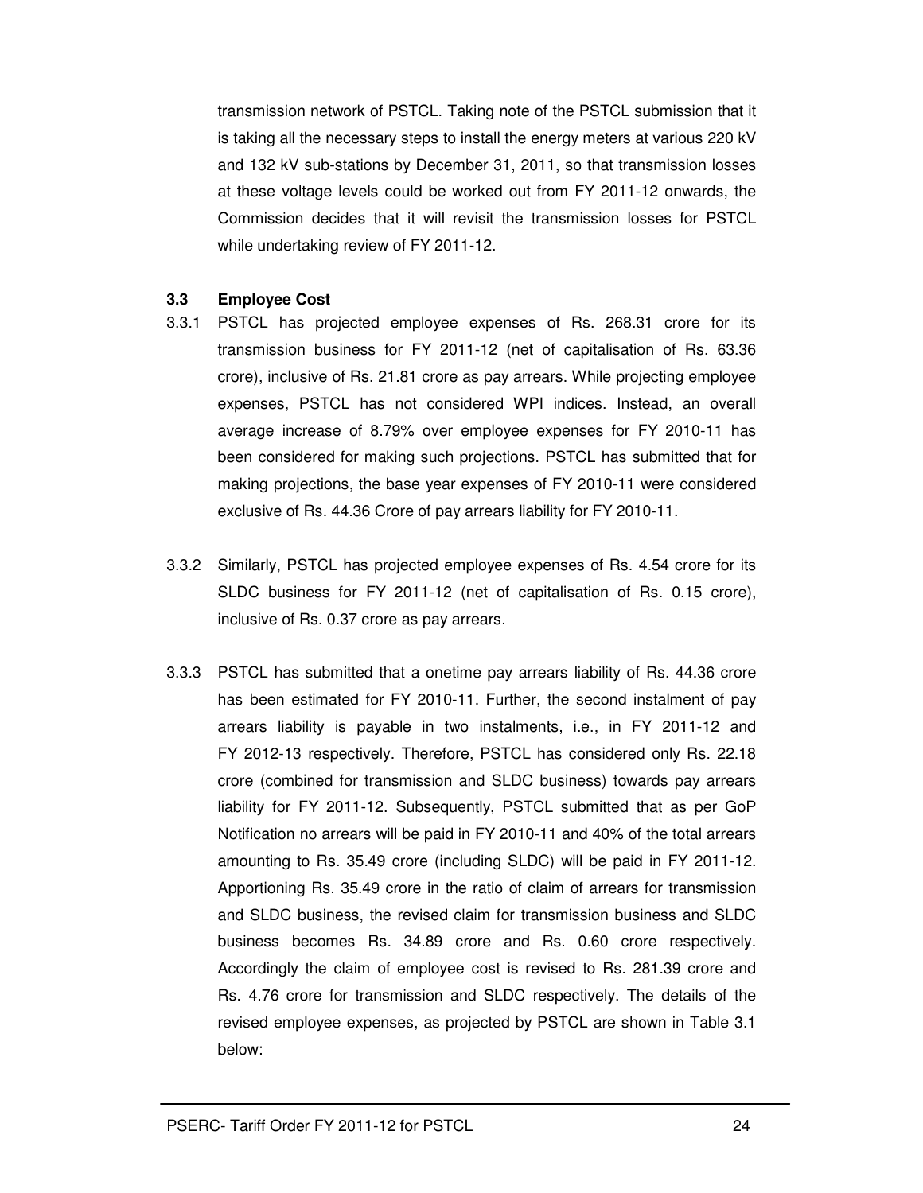transmission network of PSTCL. Taking note of the PSTCL submission that it is taking all the necessary steps to install the energy meters at various 220 kV and 132 kV sub-stations by December 31, 2011, so that transmission losses at these voltage levels could be worked out from FY 2011-12 onwards, the Commission decides that it will revisit the transmission losses for PSTCL while undertaking review of FY 2011-12.

### 3.3 Employee Cost

3.3.1 PSTCL has projected employee expenses of Rs. 268.31 crore for its transmission business for FY 2011-12 (net of capitalisation of Rs. 63.36 crore), inclusive of Rs. 21.81 crore as pay arrears. While projecting employee expenses, PSTCL has not considered WPI indices. Instead, an overall average increase of 8.79% over employee expenses for FY 2010-11 has been considered for making such projections. PSTCL has submitted that for making projections, the base year expenses of FY 2010-11 were considered exclusive of Rs. 44.36 Crore of pay arrears liability for FY 2010-11.

3.3.2 Similarly, PSTCL has projected employee expenses of Rs. 4.54 crore for its SLDC business for FY 2011-12 (net of capitalisation of Rs. 0.15 crore), inclusive of Rs. 0.37 crore as pay arrears.

3.3.3 PSTCL has submitted that a onetime pay arrears liability of Rs. 44.36 crore has been estimated for FY 2010-11. Further, the second instalment of pay arrears liability is payable in two instalments, i.e., in FY 2011-12 and FY 2012-13 respectively. Therefore, PSTCL has considered only Rs. 22.18 crore (combined for transmission and SLDC business) towards pay arrears liability for FY 2011-12. Subsequently, PSTCL submitted that as per GoP Notification no arrears will be paid in FY 2010-11 and 40% of the total arrears amounting to Rs. 35.49 crore (including SLDC) will be paid in FY 2011-12. Apportioning Rs. 35.49 crore in the ratio of claim of arrears for transmission and SLDC business, the revised claim for transmission business and SLDC business becomes Rs. 34.89 crore and Rs. 0.60 crore respectively. Accordingly the claim of employee cost is revised to Rs. 281.39 crore and Rs. 4.76 crore for transmission and SLDC respectively. The details of the revised employee expenses, as projected by PSTCL are shown in Table 3.1 below: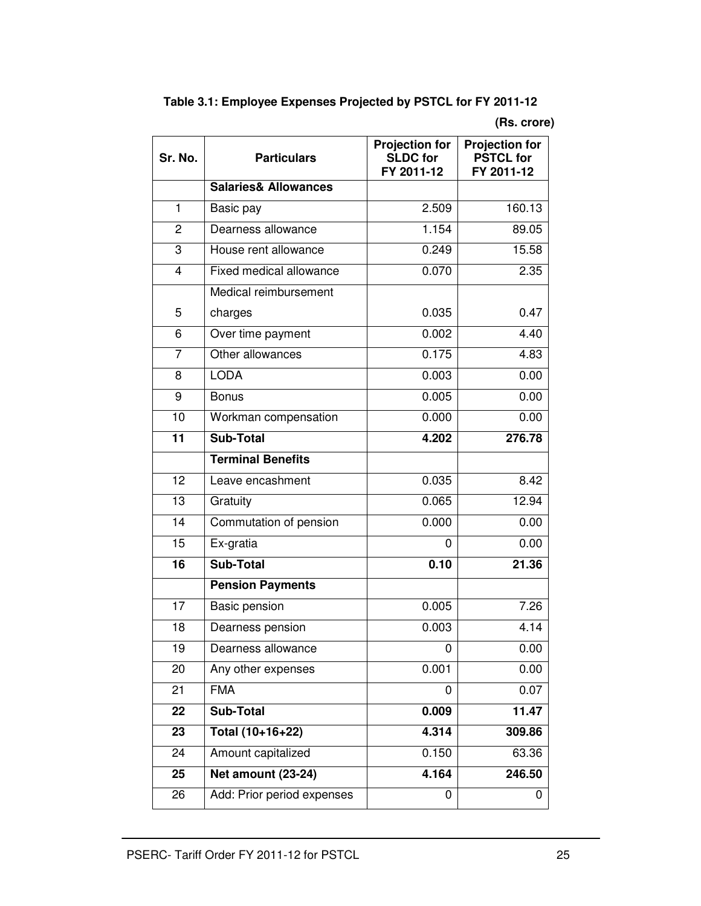**Table 3.1: Employee Expenses Projected by PSTCL for FY 2011-12**

**(Rs. crore)**

| Sr. No. | Particulars | Projection for SLDC for FY 2011-12 | Projection for PSTCL for FY 2011-12 |
|---|---|---|---|
| | **Salaries& Allowances** | | |
| 1 | Basic pay | 2.509 | 160.13 |
| 2 | Dearness allowance | 1.154 | 89.05 |
| 3 | House rent allowance | 0.249 | 15.58 |
| 4 | Fixed medical allowance | 0.070 | 2.35 |
| 5 | Medical reimbursement charges | 0.035 | 0.47 |
| 6 | Over time payment | 0.002 | 4.40 |
| 7 | Other allowances | 0.175 | 4.83 |
| 8 | LODA | 0.003 | 0.00 |
| 9 | Bonus | 0.005 | 0.00 |
| 10 | Workman compensation | 0.000 | 0.00 |
| **11** | **Sub-Total** | **4.202** | **276.78** |
| | **Terminal Benefits** | | |
| 12 | Leave encashment | 0.035 | 8.42 |
| 13 | Gratuity | 0.065 | 12.94 |
| 14 | Commutation of pension | 0.000 | 0.00 |
| 15 | Ex-gratia | 0 | 0.00 |
| **16** | **Sub-Total** | **0.10** | **21.36** |
| | **Pension Payments** | | |
| 17 | Basic pension | 0.005 | 7.26 |
| 18 | Dearness pension | 0.003 | 4.14 |
| 19 | Dearness allowance | 0 | 0.00 |
| 20 | Any other expenses | 0.001 | 0.00 |
| 21 | FMA | 0 | 0.07 |
| **22** | **Sub-Total** | **0.009** | **11.47** |
| **23** | **Total (10+16+22)** | **4.314** | **309.86** |
| 24 | Amount capitalized | 0.150 | 63.36 |
| **25** | **Net amount (23-24)** | **4.164** | **246.50** |
| 26 | Add: Prior period expenses | 0 | 0 |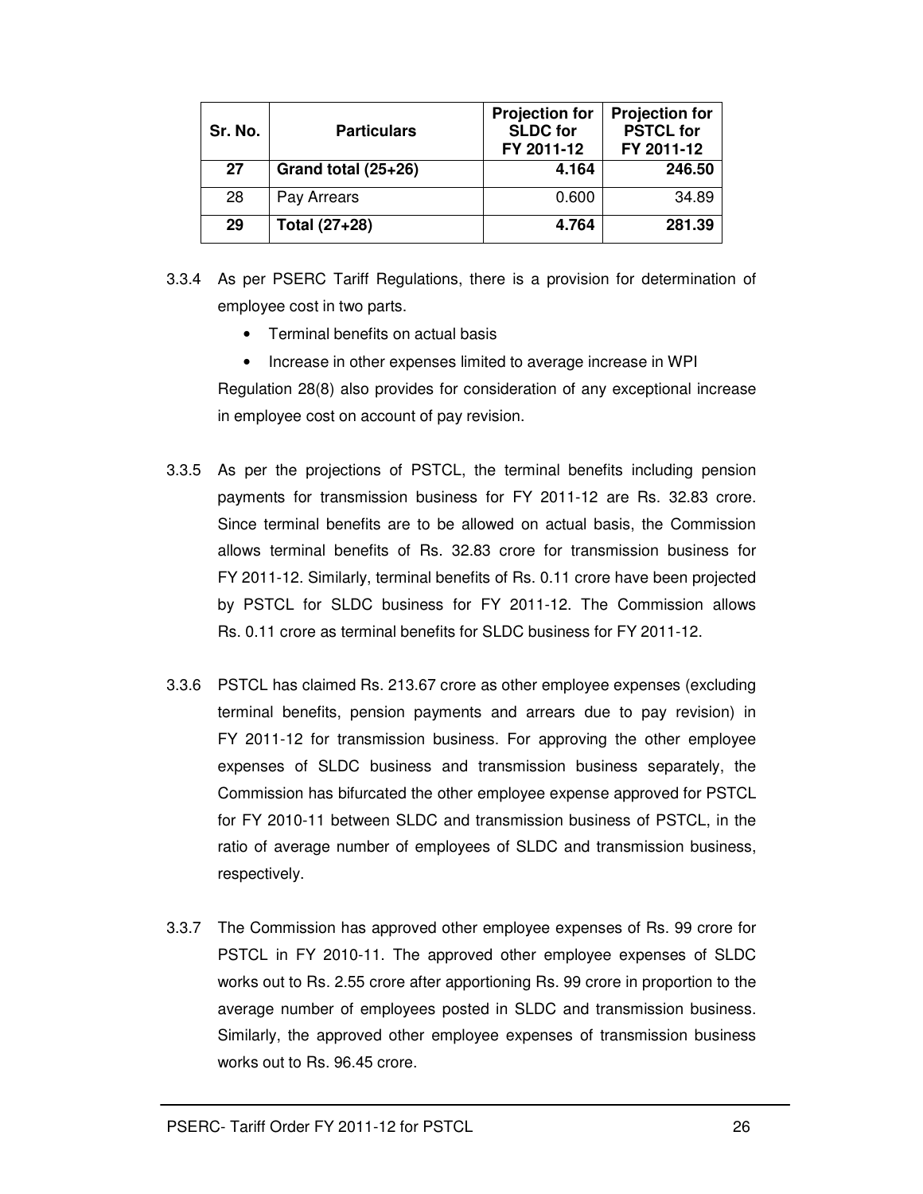| Sr. No. | Particulars | Projection for SLDC for FY 2011-12 | Projection for PSTCL for FY 2011-12 |
|---|---|---|---|
| **27** | **Grand total (25+26)** | **4.164** | **246.50** |
| 28 | Pay Arrears | 0.600 | 34.89 |
| **29** | **Total (27+28)** | **4.764** | **281.39** |

3.3.4 As per PSERC Tariff Regulations, there is a provision for determination of employee cost in two parts.

- Terminal benefits on actual basis
- Increase in other expenses limited to average increase in WPI

Regulation 28(8) also provides for consideration of any exceptional increase in employee cost on account of pay revision.

3.3.5 As per the projections of PSTCL, the terminal benefits including pension payments for transmission business for FY 2011-12 are Rs. 32.83 crore. Since terminal benefits are to be allowed on actual basis, the Commission allows terminal benefits of Rs. 32.83 crore for transmission business for FY 2011-12. Similarly, terminal benefits of Rs. 0.11 crore have been projected by PSTCL for SLDC business for FY 2011-12. The Commission allows Rs. 0.11 crore as terminal benefits for SLDC business for FY 2011-12.

3.3.6 PSTCL has claimed Rs. 213.67 crore as other employee expenses (excluding terminal benefits, pension payments and arrears due to pay revision) in FY 2011-12 for transmission business. For approving the other employee expenses of SLDC business and transmission business separately, the Commission has bifurcated the other employee expense approved for PSTCL for FY 2010-11 between SLDC and transmission business of PSTCL, in the ratio of average number of employees of SLDC and transmission business, respectively.

3.3.7 The Commission has approved other employee expenses of Rs. 99 crore for PSTCL in FY 2010-11. The approved other employee expenses of SLDC works out to Rs. 2.55 crore after apportioning Rs. 99 crore in proportion to the average number of employees posted in SLDC and transmission business. Similarly, the approved other employee expenses of transmission business works out to Rs. 96.45 crore.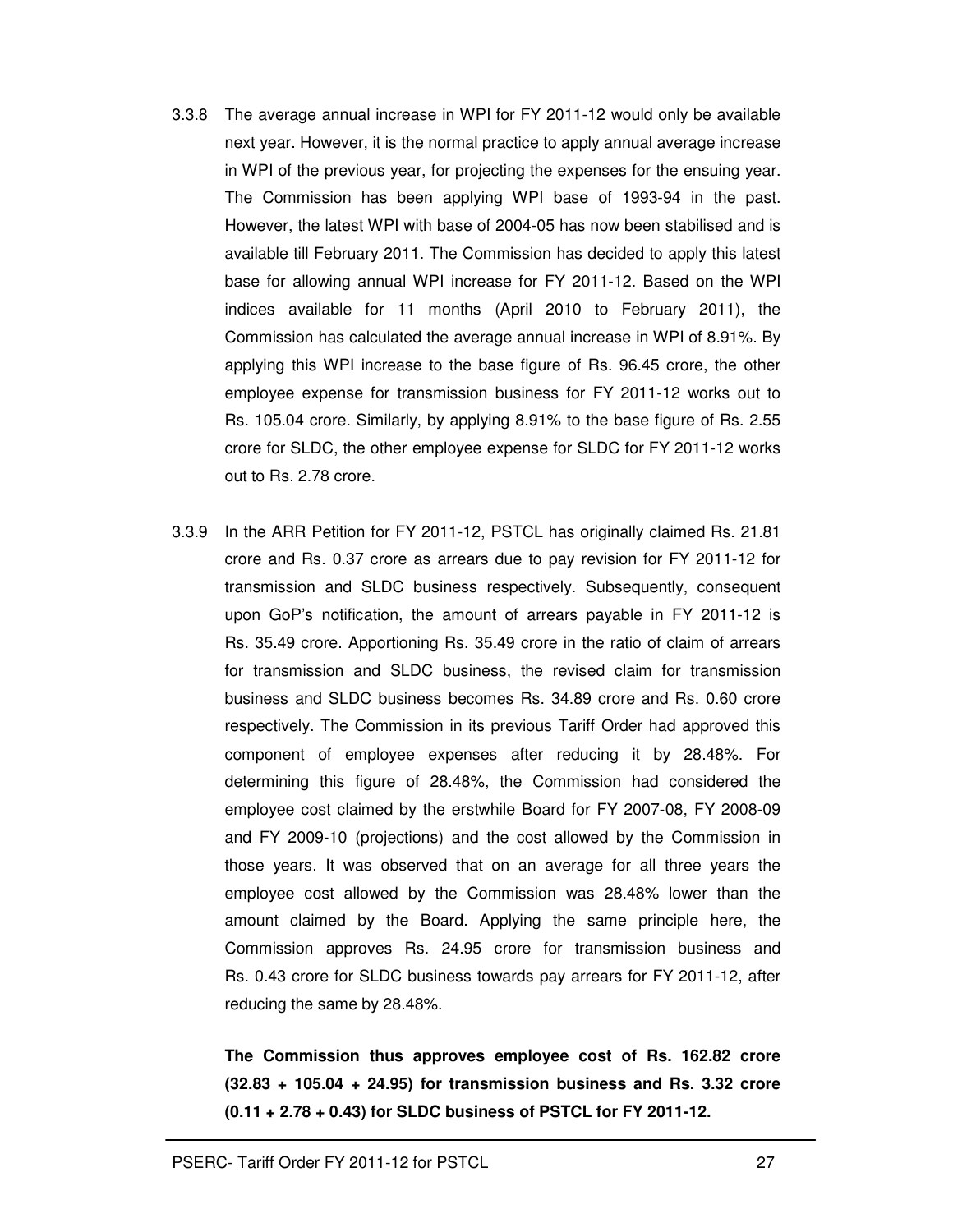3.3.8 The average annual increase in WPI for FY 2011-12 would only be available next year. However, it is the normal practice to apply annual average increase in WPI of the previous year, for projecting the expenses for the ensuing year. The Commission has been applying WPI base of 1993-94 in the past. However, the latest WPI with base of 2004-05 has now been stabilised and is available till February 2011. The Commission has decided to apply this latest base for allowing annual WPI increase for FY 2011-12. Based on the WPI indices available for 11 months (April 2010 to February 2011), the Commission has calculated the average annual increase in WPI of 8.91%. By applying this WPI increase to the base figure of Rs. 96.45 crore, the other employee expense for transmission business for FY 2011-12 works out to Rs. 105.04 crore. Similarly, by applying 8.91% to the base figure of Rs. 2.55 crore for SLDC, the other employee expense for SLDC for FY 2011-12 works out to Rs. 2.78 crore.

3.3.9 In the ARR Petition for FY 2011-12, PSTCL has originally claimed Rs. 21.81 crore and Rs. 0.37 crore as arrears due to pay revision for FY 2011-12 for transmission and SLDC business respectively. Subsequently, consequent upon GoP's notification, the amount of arrears payable in FY 2011-12 is Rs. 35.49 crore. Apportioning Rs. 35.49 crore in the ratio of claim of arrears for transmission and SLDC business, the revised claim for transmission business and SLDC business becomes Rs. 34.89 crore and Rs. 0.60 crore respectively. The Commission in its previous Tariff Order had approved this component of employee expenses after reducing it by 28.48%. For determining this figure of 28.48%, the Commission had considered the employee cost claimed by the erstwhile Board for FY 2007-08, FY 2008-09 and FY 2009-10 (projections) and the cost allowed by the Commission in those years. It was observed that on an average for all three years the employee cost allowed by the Commission was 28.48% lower than the amount claimed by the Board. Applying the same principle here, the Commission approves Rs. 24.95 crore for transmission business and Rs. 0.43 crore for SLDC business towards pay arrears for FY 2011-12, after reducing the same by 28.48%.

**The Commission thus approves employee cost of Rs. 162.82 crore (32.83 + 105.04 + 24.95) for transmission business and Rs. 3.32 crore (0.11 + 2.78 + 0.43) for SLDC business of PSTCL for FY 2011-12.**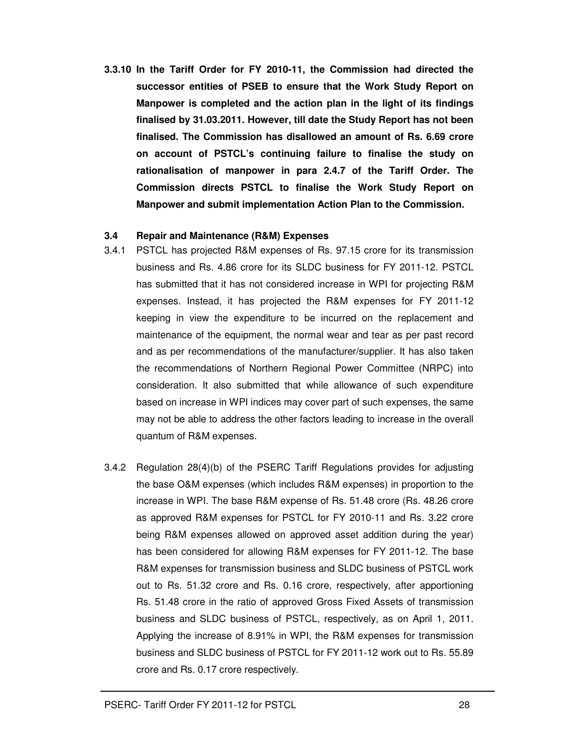**3.3.10 In the Tariff Order for FY 2010-11, the Commission had directed the successor entities of PSEB to ensure that the Work Study Report on Manpower is completed and the action plan in the light of its findings finalised by 31.03.2011. However, till date the Study Report has not been finalised. The Commission has disallowed an amount of Rs. 6.69 crore on account of PSTCL's continuing failure to finalise the study on rationalisation of manpower in para 2.4.7 of the Tariff Order. The Commission directs PSTCL to finalise the Work Study Report on Manpower and submit implementation Action Plan to the Commission.**

### 3.4 Repair and Maintenance (R&M) Expenses

3.4.1 PSTCL has projected R&M expenses of Rs. 97.15 crore for its transmission business and Rs. 4.86 crore for its SLDC business for FY 2011-12. PSTCL has submitted that it has not considered increase in WPI for projecting R&M expenses. Instead, it has projected the R&M expenses for FY 2011-12 keeping in view the expenditure to be incurred on the replacement and maintenance of the equipment, the normal wear and tear as per past record and as per recommendations of the manufacturer/supplier. It has also taken the recommendations of Northern Regional Power Committee (NRPC) into consideration. It also submitted that while allowance of such expenditure based on increase in WPI indices may cover part of such expenses, the same may not be able to address the other factors leading to increase in the overall quantum of R&M expenses.

3.4.2 Regulation 28(4)(b) of the PSERC Tariff Regulations provides for adjusting the base O&M expenses (which includes R&M expenses) in proportion to the increase in WPI. The base R&M expense of Rs. 51.48 crore (Rs. 48.26 crore as approved R&M expenses for PSTCL for FY 2010-11 and Rs. 3.22 crore being R&M expenses allowed on approved asset addition during the year) has been considered for allowing R&M expenses for FY 2011-12. The base R&M expenses for transmission business and SLDC business of PSTCL work out to Rs. 51.32 crore and Rs. 0.16 crore, respectively, after apportioning Rs. 51.48 crore in the ratio of approved Gross Fixed Assets of transmission business and SLDC business of PSTCL, respectively, as on April 1, 2011. Applying the increase of 8.91% in WPI, the R&M expenses for transmission business and SLDC business of PSTCL for FY 2011-12 work out to Rs. 55.89 crore and Rs. 0.17 crore respectively.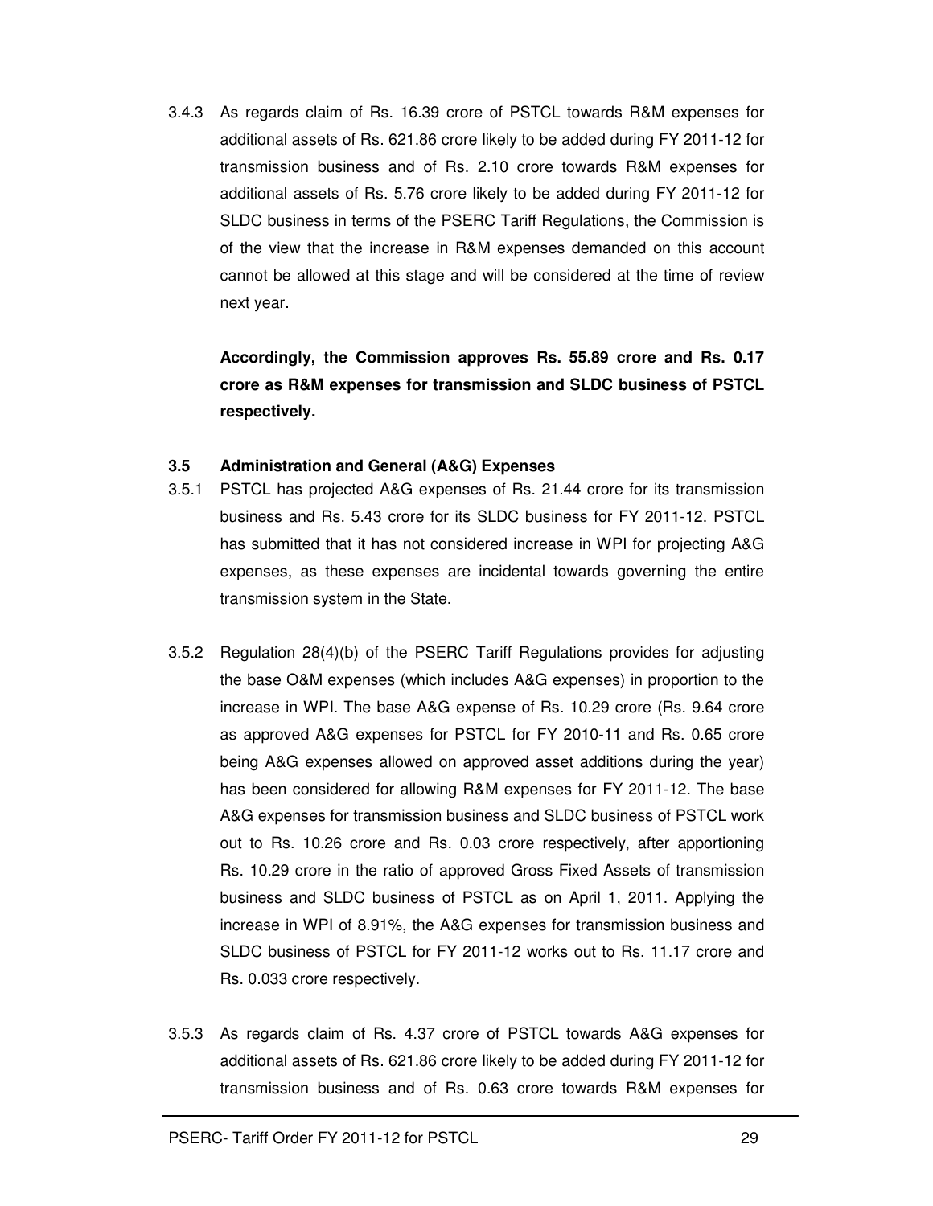3.4.3 As regards claim of Rs. 16.39 crore of PSTCL towards R&M expenses for additional assets of Rs. 621.86 crore likely to be added during FY 2011-12 for transmission business and of Rs. 2.10 crore towards R&M expenses for additional assets of Rs. 5.76 crore likely to be added during FY 2011-12 for SLDC business in terms of the PSERC Tariff Regulations, the Commission is of the view that the increase in R&M expenses demanded on this account cannot be allowed at this stage and will be considered at the time of review next year.

**Accordingly, the Commission approves Rs. 55.89 crore and Rs. 0.17 crore as R&M expenses for transmission and SLDC business of PSTCL respectively.**

### 3.5 Administration and General (A&G) Expenses

3.5.1 PSTCL has projected A&G expenses of Rs. 21.44 crore for its transmission business and Rs. 5.43 crore for its SLDC business for FY 2011-12. PSTCL has submitted that it has not considered increase in WPI for projecting A&G expenses, as these expenses are incidental towards governing the entire transmission system in the State.

3.5.2 Regulation 28(4)(b) of the PSERC Tariff Regulations provides for adjusting the base O&M expenses (which includes A&G expenses) in proportion to the increase in WPI. The base A&G expense of Rs. 10.29 crore (Rs. 9.64 crore as approved A&G expenses for PSTCL for FY 2010-11 and Rs. 0.65 crore being A&G expenses allowed on approved asset additions during the year) has been considered for allowing R&M expenses for FY 2011-12. The base A&G expenses for transmission business and SLDC business of PSTCL work out to Rs. 10.26 crore and Rs. 0.03 crore respectively, after apportioning Rs. 10.29 crore in the ratio of approved Gross Fixed Assets of transmission business and SLDC business of PSTCL as on April 1, 2011. Applying the increase in WPI of 8.91%, the A&G expenses for transmission business and SLDC business of PSTCL for FY 2011-12 works out to Rs. 11.17 crore and Rs. 0.033 crore respectively.

3.5.3 As regards claim of Rs. 4.37 crore of PSTCL towards A&G expenses for additional assets of Rs. 621.86 crore likely to be added during FY 2011-12 for transmission business and of Rs. 0.63 crore towards R&M expenses for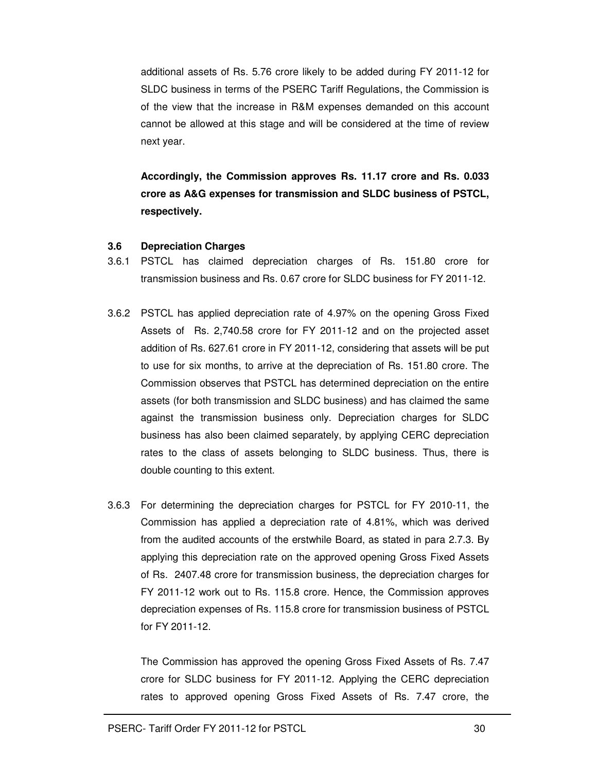additional assets of Rs. 5.76 crore likely to be added during FY 2011-12 for SLDC business in terms of the PSERC Tariff Regulations, the Commission is of the view that the increase in R&M expenses demanded on this account cannot be allowed at this stage and will be considered at the time of review next year.

**Accordingly, the Commission approves Rs. 11.17 crore and Rs. 0.033 crore as A&G expenses for transmission and SLDC business of PSTCL, respectively.**

### 3.6 Depreciation Charges

3.6.1 PSTCL has claimed depreciation charges of Rs. 151.80 crore for transmission business and Rs. 0.67 crore for SLDC business for FY 2011-12.

3.6.2 PSTCL has applied depreciation rate of 4.97% on the opening Gross Fixed Assets of Rs. 2,740.58 crore for FY 2011-12 and on the projected asset addition of Rs. 627.61 crore in FY 2011-12, considering that assets will be put to use for six months, to arrive at the depreciation of Rs. 151.80 crore. The Commission observes that PSTCL has determined depreciation on the entire assets (for both transmission and SLDC business) and has claimed the same against the transmission business only. Depreciation charges for SLDC business has also been claimed separately, by applying CERC depreciation rates to the class of assets belonging to SLDC business. Thus, there is double counting to this extent.

3.6.3 For determining the depreciation charges for PSTCL for FY 2010-11, the Commission has applied a depreciation rate of 4.81%, which was derived from the audited accounts of the erstwhile Board, as stated in para 2.7.3. By applying this depreciation rate on the approved opening Gross Fixed Assets of Rs. 2407.48 crore for transmission business, the depreciation charges for FY 2011-12 work out to Rs. 115.8 crore. Hence, the Commission approves depreciation expenses of Rs. 115.8 crore for transmission business of PSTCL for FY 2011-12.

The Commission has approved the opening Gross Fixed Assets of Rs. 7.47 crore for SLDC business for FY 2011-12. Applying the CERC depreciation rates to approved opening Gross Fixed Assets of Rs. 7.47 crore, the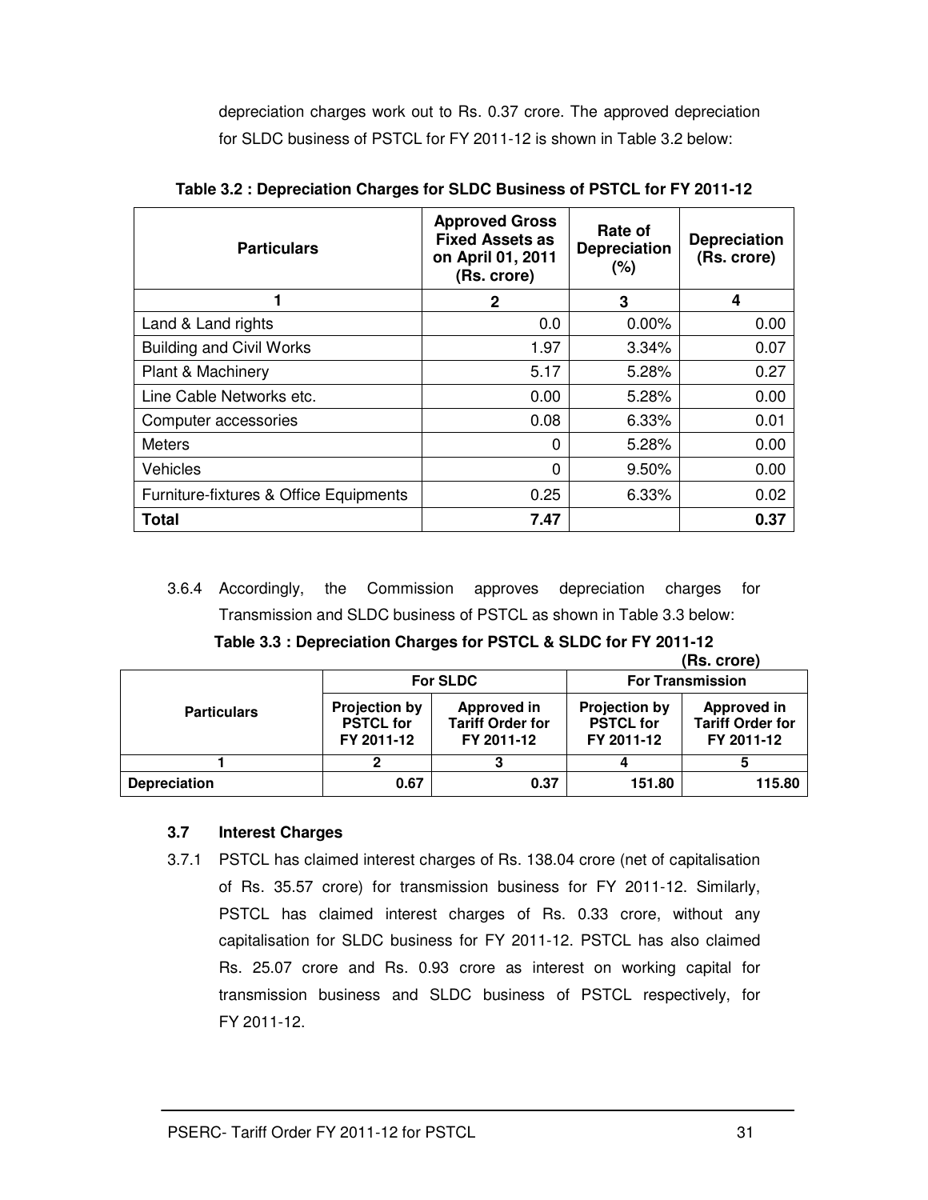depreciation charges work out to Rs. 0.37 crore. The approved depreciation for SLDC business of PSTCL for FY 2011-12 is shown in Table 3.2 below:

**Table 3.2 : Depreciation Charges for SLDC Business of PSTCL for FY 2011-12**

| Particulars | Approved Gross Fixed Assets as on April 01, 2011 (Rs. crore) | Rate of Depreciation (%) | Depreciation (Rs. crore) |
|---|---|---|---|
| 1 | 2 | 3 | 4 |
| Land & Land rights | 0.0 | 0.00% | 0.00 |
| Building and Civil Works | 1.97 | 3.34% | 0.07 |
| Plant & Machinery | 5.17 | 5.28% | 0.27 |
| Line Cable Networks etc. | 0.00 | 5.28% | 0.00 |
| Computer accessories | 0.08 | 6.33% | 0.01 |
| Meters | 0 | 5.28% | 0.00 |
| Vehicles | 0 | 9.50% | 0.00 |
| Furniture-fixtures & Office Equipments | 0.25 | 6.33% | 0.02 |
| **Total** | **7.47** | | **0.37** |

3.6.4 Accordingly, the Commission approves depreciation charges for Transmission and SLDC business of PSTCL as shown in Table 3.3 below:

**Table 3.3 : Depreciation Charges for PSTCL & SLDC for FY 2011-12**

**(Rs. crore)**

| Particulars | For SLDC | | For Transmission | |
|---|---|---|---|---|
| | Projection by PSTCL for FY 2011-12 | Approved in Tariff Order for FY 2011-12 | Projection by PSTCL for FY 2011-12 | Approved in Tariff Order for FY 2011-12 |
| 1 | 2 | 3 | 4 | 5 |
| **Depreciation** | 0.67 | 0.37 | 151.80 | 115.80 |

### 3.7 Interest Charges

3.7.1 PSTCL has claimed interest charges of Rs. 138.04 crore (net of capitalisation of Rs. 35.57 crore) for transmission business for FY 2011-12. Similarly, PSTCL has claimed interest charges of Rs. 0.33 crore, without any capitalisation for SLDC business for FY 2011-12. PSTCL has also claimed Rs. 25.07 crore and Rs. 0.93 crore as interest on working capital for transmission business and SLDC business of PSTCL respectively, for FY 2011-12.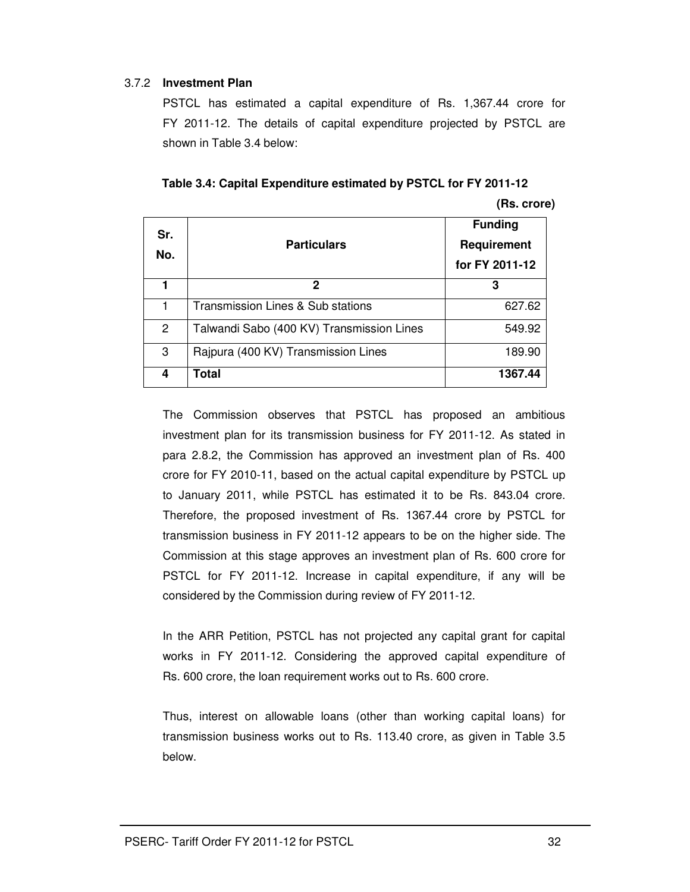### 3.7.2 Investment Plan

PSTCL has estimated a capital expenditure of Rs. 1,367.44 crore for FY 2011-12. The details of capital expenditure projected by PSTCL are shown in Table 3.4 below:

**Table 3.4: Capital Expenditure estimated by PSTCL for FY 2011-12**

**(Rs. crore)**

| Sr. No. | Particulars | Funding Requirement for FY 2011-12 |
|---|---|---|
| **1** | **2** | **3** |
| 1 | Transmission Lines & Sub stations | 627.62 |
| 2 | Talwandi Sabo (400 KV) Transmission Lines | 549.92 |
| 3 | Rajpura (400 KV) Transmission Lines | 189.90 |
| **4** | **Total** | **1367.44** |

The Commission observes that PSTCL has proposed an ambitious investment plan for its transmission business for FY 2011-12. As stated in para 2.8.2, the Commission has approved an investment plan of Rs. 400 crore for FY 2010-11, based on the actual capital expenditure by PSTCL up to January 2011, while PSTCL has estimated it to be Rs. 843.04 crore. Therefore, the proposed investment of Rs. 1367.44 crore by PSTCL for transmission business in FY 2011-12 appears to be on the higher side. The Commission at this stage approves an investment plan of Rs. 600 crore for PSTCL for FY 2011-12. Increase in capital expenditure, if any will be considered by the Commission during review of FY 2011-12.

In the ARR Petition, PSTCL has not projected any capital grant for capital works in FY 2011-12. Considering the approved capital expenditure of Rs. 600 crore, the loan requirement works out to Rs. 600 crore.

Thus, interest on allowable loans (other than working capital loans) for transmission business works out to Rs. 113.40 crore, as given in Table 3.5 below.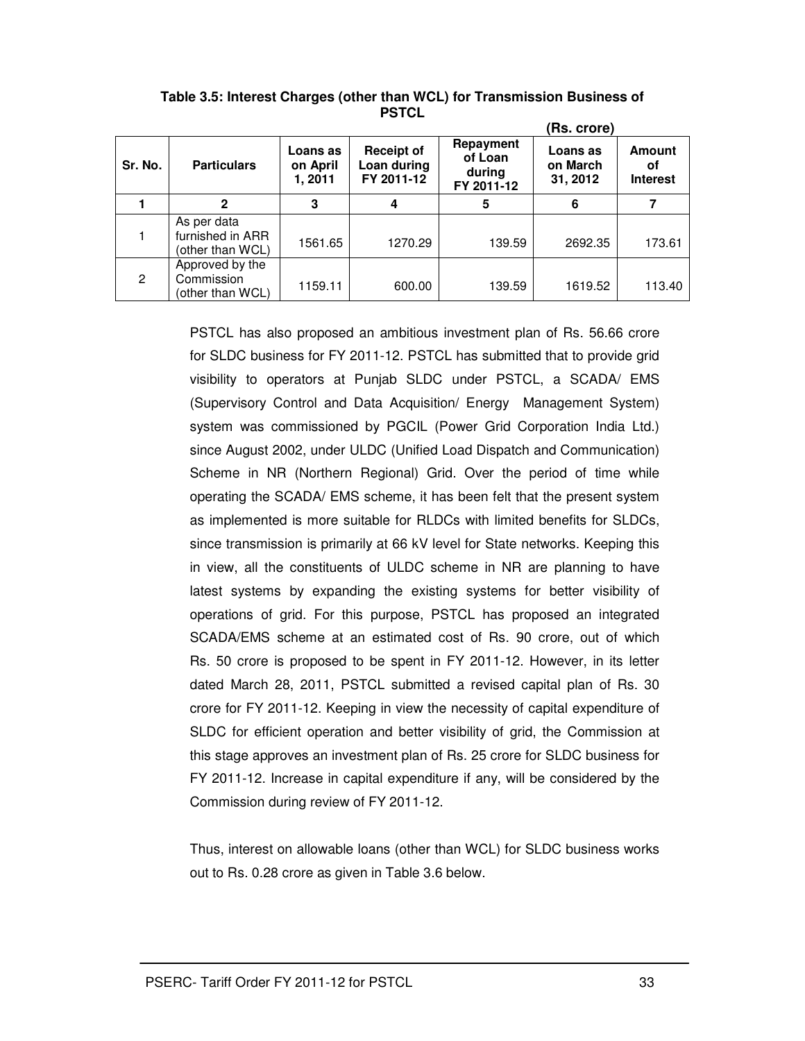**Table 3.5: Interest Charges (other than WCL) for Transmission Business of PSTCL**

**(Rs. crore)**

| Sr. No. | Particulars | Loans as on April 1, 2011 | Receipt of Loan during FY 2011-12 | Repayment of Loan during FY 2011-12 | Loans as on March 31, 2012 | Amount of Interest |
|---|---|---|---|---|---|---|
| 1 | 2 | 3 | 4 | 5 | 6 | 7 |
| 1 | As per data furnished in ARR (other than WCL) | 1561.65 | 1270.29 | 139.59 | 2692.35 | 173.61 |
| 2 | Approved by the Commission (other than WCL) | 1159.11 | 600.00 | 139.59 | 1619.52 | 113.40 |

PSTCL has also proposed an ambitious investment plan of Rs. 56.66 crore for SLDC business for FY 2011-12. PSTCL has submitted that to provide grid visibility to operators at Punjab SLDC under PSTCL, a SCADA/ EMS (Supervisory Control and Data Acquisition/ Energy Management System) system was commissioned by PGCIL (Power Grid Corporation India Ltd.) since August 2002, under ULDC (Unified Load Dispatch and Communication) Scheme in NR (Northern Regional) Grid. Over the period of time while operating the SCADA/ EMS scheme, it has been felt that the present system as implemented is more suitable for RLDCs with limited benefits for SLDCs, since transmission is primarily at 66 kV level for State networks. Keeping this in view, all the constituents of ULDC scheme in NR are planning to have latest systems by expanding the existing systems for better visibility of operations of grid. For this purpose, PSTCL has proposed an integrated SCADA/EMS scheme at an estimated cost of Rs. 90 crore, out of which Rs. 50 crore is proposed to be spent in FY 2011-12. However, in its letter dated March 28, 2011, PSTCL submitted a revised capital plan of Rs. 30 crore for FY 2011-12. Keeping in view the necessity of capital expenditure of SLDC for efficient operation and better visibility of grid, the Commission at this stage approves an investment plan of Rs. 25 crore for SLDC business for FY 2011-12. Increase in capital expenditure if any, will be considered by the Commission during review of FY 2011-12.

Thus, interest on allowable loans (other than WCL) for SLDC business works out to Rs. 0.28 crore as given in Table 3.6 below.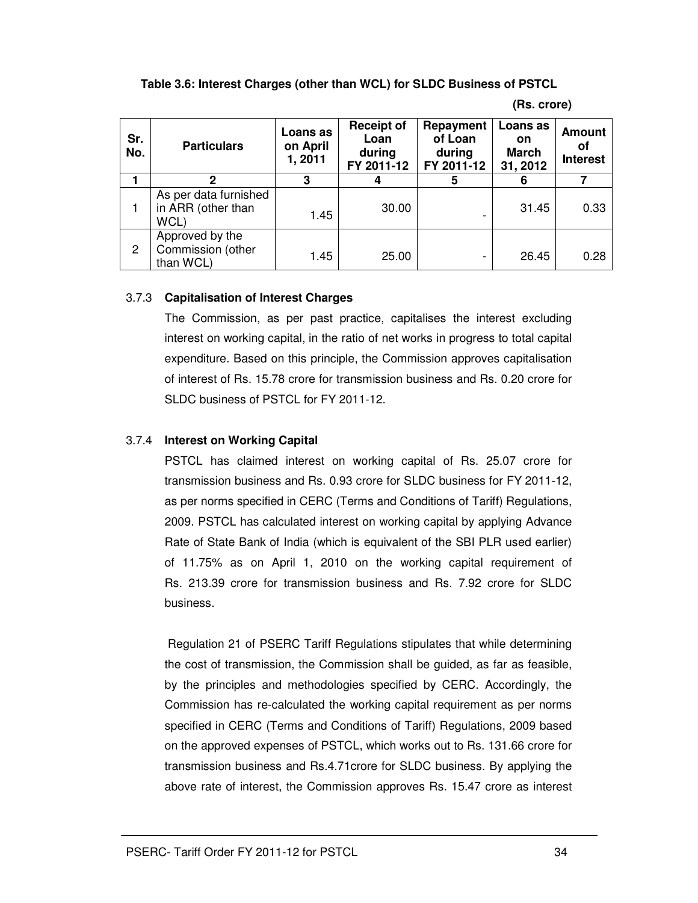**Table 3.6: Interest Charges (other than WCL) for SLDC Business of PSTCL**

(Rs. crore)

| Sr. No. | Particulars | Loans as on April 1, 2011 | Receipt of Loan during FY 2011-12 | Repayment of Loan during FY 2011-12 | Loans as on March 31, 2012 | Amount of Interest |
|---|---|---|---|---|---|---|
| 1 | 2 | 3 | 4 | 5 | 6 | 7 |
| 1 | As per data furnished in ARR (other than WCL) | 1.45 | 30.00 | - | 31.45 | 0.33 |
| 2 | Approved by the Commission (other than WCL) | 1.45 | 25.00 | - | 26.45 | 0.28 |

### 3.7.3 Capitalisation of Interest Charges

The Commission, as per past practice, capitalises the interest excluding interest on working capital, in the ratio of net works in progress to total capital expenditure. Based on this principle, the Commission approves capitalisation of interest of Rs. 15.78 crore for transmission business and Rs. 0.20 crore for SLDC business of PSTCL for FY 2011-12.

### 3.7.4 Interest on Working Capital

PSTCL has claimed interest on working capital of Rs. 25.07 crore for transmission business and Rs. 0.93 crore for SLDC business for FY 2011-12, as per norms specified in CERC (Terms and Conditions of Tariff) Regulations, 2009. PSTCL has calculated interest on working capital by applying Advance Rate of State Bank of India (which is equivalent of the SBI PLR used earlier) of 11.75% as on April 1, 2010 on the working capital requirement of Rs. 213.39 crore for transmission business and Rs. 7.92 crore for SLDC business.

Regulation 21 of PSERC Tariff Regulations stipulates that while determining the cost of transmission, the Commission shall be guided, as far as feasible, by the principles and methodologies specified by CERC. Accordingly, the Commission has re-calculated the working capital requirement as per norms specified in CERC (Terms and Conditions of Tariff) Regulations, 2009 based on the approved expenses of PSTCL, which works out to Rs. 131.66 crore for transmission business and Rs.4.71crore for SLDC business. By applying the above rate of interest, the Commission approves Rs. 15.47 crore as interest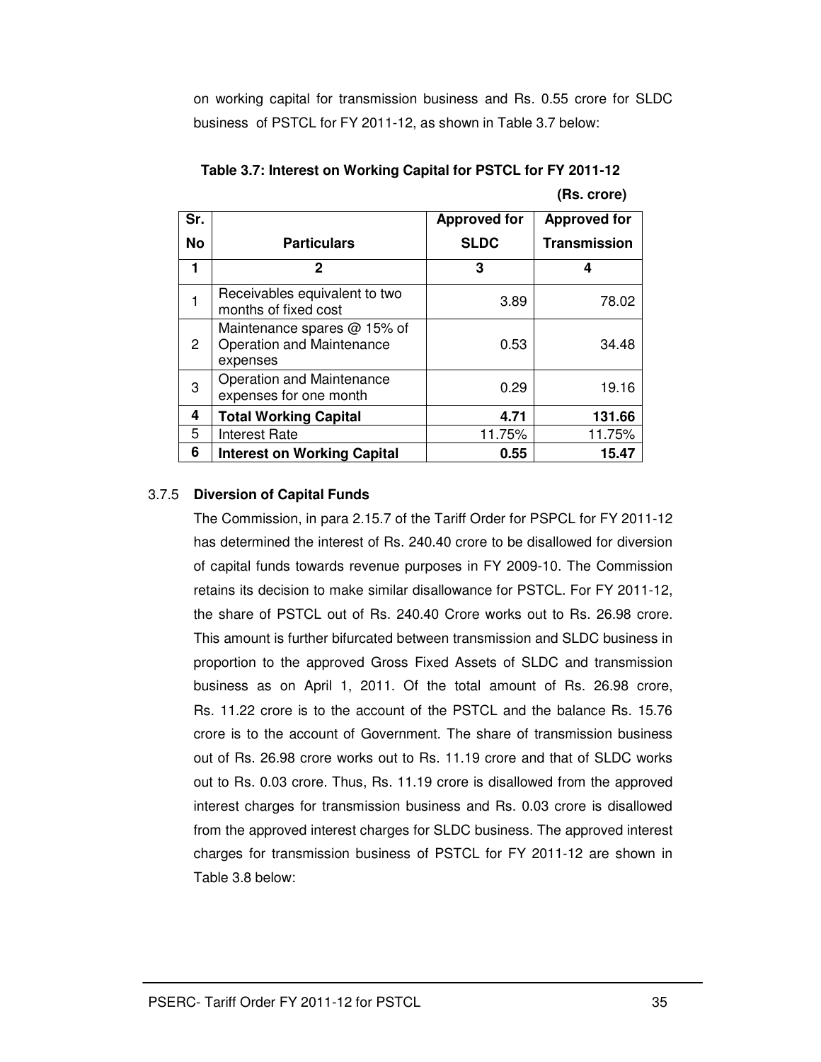on working capital for transmission business and Rs. 0.55 crore for SLDC business of PSTCL for FY 2011-12, as shown in Table 3.7 below:

**Table 3.7: Interest on Working Capital for PSTCL for FY 2011-12**

**(Rs. crore)**

| Sr. No | Particulars | Approved for SLDC | Approved for Transmission |
|---|---|---|---|
| **1** | **2** | **3** | **4** |
| 1 | Receivables equivalent to two months of fixed cost | 3.89 | 78.02 |
| 2 | Maintenance spares @ 15% of Operation and Maintenance expenses | 0.53 | 34.48 |
| 3 | Operation and Maintenance expenses for one month | 0.29 | 19.16 |
| **4** | **Total Working Capital** | **4.71** | **131.66** |
| 5 | Interest Rate | 11.75% | 11.75% |
| **6** | **Interest on Working Capital** | **0.55** | **15.47** |

### 3.7.5 Diversion of Capital Funds

The Commission, in para 2.15.7 of the Tariff Order for PSPCL for FY 2011-12 has determined the interest of Rs. 240.40 crore to be disallowed for diversion of capital funds towards revenue purposes in FY 2009-10. The Commission retains its decision to make similar disallowance for PSTCL. For FY 2011-12, the share of PSTCL out of Rs. 240.40 Crore works out to Rs. 26.98 crore. This amount is further bifurcated between transmission and SLDC business in proportion to the approved Gross Fixed Assets of SLDC and transmission business as on April 1, 2011. Of the total amount of Rs. 26.98 crore, Rs. 11.22 crore is to the account of the PSTCL and the balance Rs. 15.76 crore is to the account of Government. The share of transmission business out of Rs. 26.98 crore works out to Rs. 11.19 crore and that of SLDC works out to Rs. 0.03 crore. Thus, Rs. 11.19 crore is disallowed from the approved interest charges for transmission business and Rs. 0.03 crore is disallowed from the approved interest charges for SLDC business. The approved interest charges for transmission business of PSTCL for FY 2011-12 are shown in Table 3.8 below: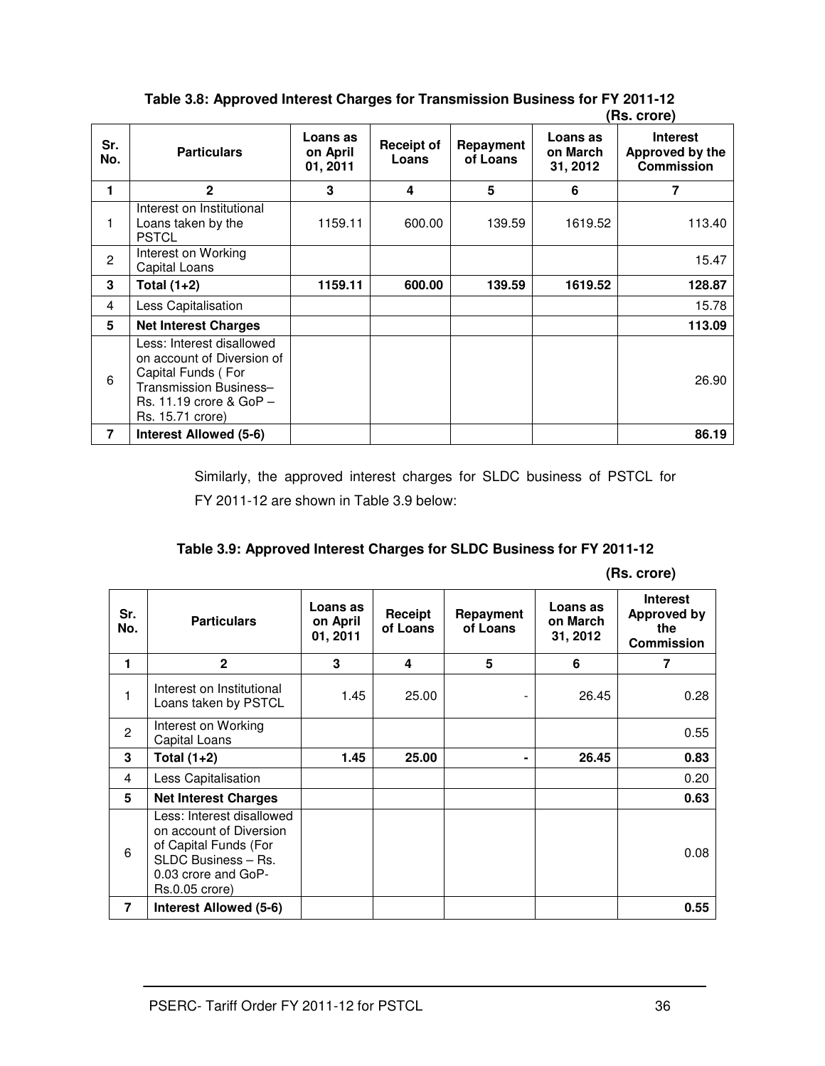**Table 3.8: Approved Interest Charges for Transmission Business for FY 2011-12**

**(Rs. crore)**

| Sr. No. | Particulars | Loans as on April 01, 2011 | Receipt of Loans | Repayment of Loans | Loans as on March 31, 2012 | Interest Approved by the Commission |
|---|---|---|---|---|---|---|
| 1 | 2 | 3 | 4 | 5 | 6 | 7 |
| 1 | Interest on Institutional Loans taken by the PSTCL | 1159.11 | 600.00 | 139.59 | 1619.52 | 113.40 |
| 2 | Interest on Working Capital Loans | | | | | 15.47 |
| **3** | **Total (1+2)** | **1159.11** | **600.00** | **139.59** | **1619.52** | **128.87** |
| 4 | Less Capitalisation | | | | | 15.78 |
| **5** | **Net Interest Charges** | | | | | **113.09** |
| 6 | Less: Interest disallowed on account of Diversion of Capital Funds ( For Transmission Business– Rs. 11.19 crore & GoP – Rs. 15.71 crore) | | | | | 26.90 |
| **7** | **Interest Allowed (5-6)** | | | | | **86.19** |

Similarly, the approved interest charges for SLDC business of PSTCL for FY 2011-12 are shown in Table 3.9 below:

**Table 3.9: Approved Interest Charges for SLDC Business for FY 2011-12**

**(Rs. crore)**

| Sr. No. | Particulars | Loans as on April 01, 2011 | Receipt of Loans | Repayment of Loans | Loans as on March 31, 2012 | Interest Approved by the Commission |
|---|---|---|---|---|---|---|
| 1 | 2 | 3 | 4 | 5 | 6 | 7 |
| 1 | Interest on Institutional Loans taken by PSTCL | 1.45 | 25.00 | - | 26.45 | 0.28 |
| 2 | Interest on Working Capital Loans | | | | | 0.55 |
| **3** | **Total (1+2)** | **1.45** | **25.00** | **-** | **26.45** | **0.83** |
| 4 | Less Capitalisation | | | | | 0.20 |
| **5** | **Net Interest Charges** | | | | | **0.63** |
| 6 | Less: Interest disallowed on account of Diversion of Capital Funds (For SLDC Business – Rs. 0.03 crore and GoP-Rs.0.05 crore) | | | | | 0.08 |
| **7** | **Interest Allowed (5-6)** | | | | | **0.55** |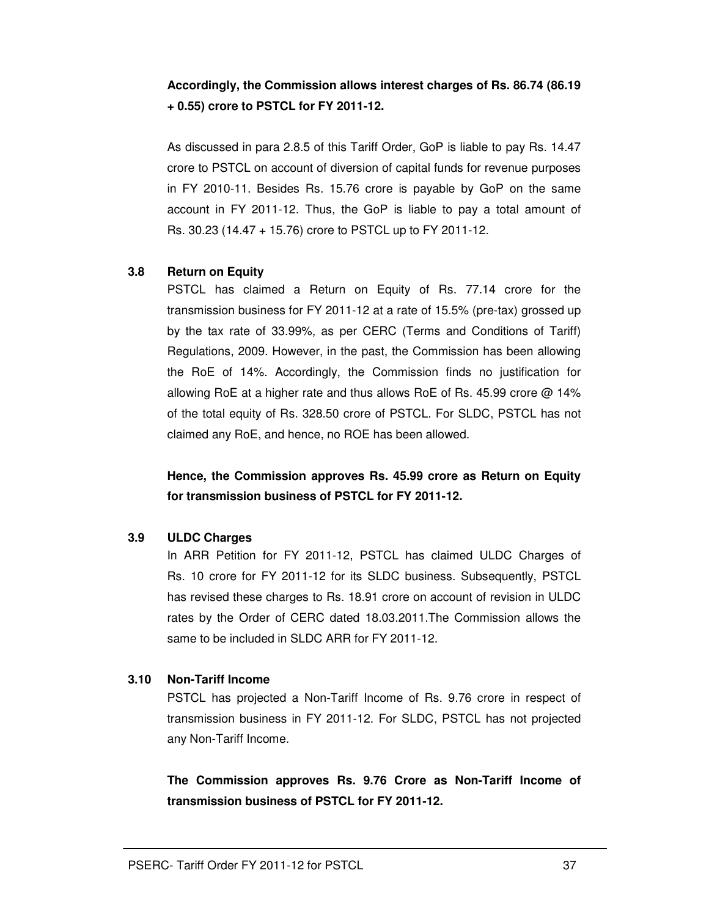**Accordingly, the Commission allows interest charges of Rs. 86.74 (86.19 + 0.55) crore to PSTCL for FY 2011-12.**

As discussed in para 2.8.5 of this Tariff Order, GoP is liable to pay Rs. 14.47 crore to PSTCL on account of diversion of capital funds for revenue purposes in FY 2010-11. Besides Rs. 15.76 crore is payable by GoP on the same account in FY 2011-12. Thus, the GoP is liable to pay a total amount of Rs. 30.23 (14.47 + 15.76) crore to PSTCL up to FY 2011-12.

### 3.8 Return on Equity

PSTCL has claimed a Return on Equity of Rs. 77.14 crore for the transmission business for FY 2011-12 at a rate of 15.5% (pre-tax) grossed up by the tax rate of 33.99%, as per CERC (Terms and Conditions of Tariff) Regulations, 2009. However, in the past, the Commission has been allowing the RoE of 14%. Accordingly, the Commission finds no justification for allowing RoE at a higher rate and thus allows RoE of Rs. 45.99 crore @ 14% of the total equity of Rs. 328.50 crore of PSTCL. For SLDC, PSTCL has not claimed any RoE, and hence, no ROE has been allowed.

**Hence, the Commission approves Rs. 45.99 crore as Return on Equity for transmission business of PSTCL for FY 2011-12.**

### 3.9 ULDC Charges

In ARR Petition for FY 2011-12, PSTCL has claimed ULDC Charges of Rs. 10 crore for FY 2011-12 for its SLDC business. Subsequently, PSTCL has revised these charges to Rs. 18.91 crore on account of revision in ULDC rates by the Order of CERC dated 18.03.2011.The Commission allows the same to be included in SLDC ARR for FY 2011-12.

### 3.10 Non-Tariff Income

PSTCL has projected a Non-Tariff Income of Rs. 9.76 crore in respect of transmission business in FY 2011-12. For SLDC, PSTCL has not projected any Non-Tariff Income.

**The Commission approves Rs. 9.76 Crore as Non-Tariff Income of transmission business of PSTCL for FY 2011-12.**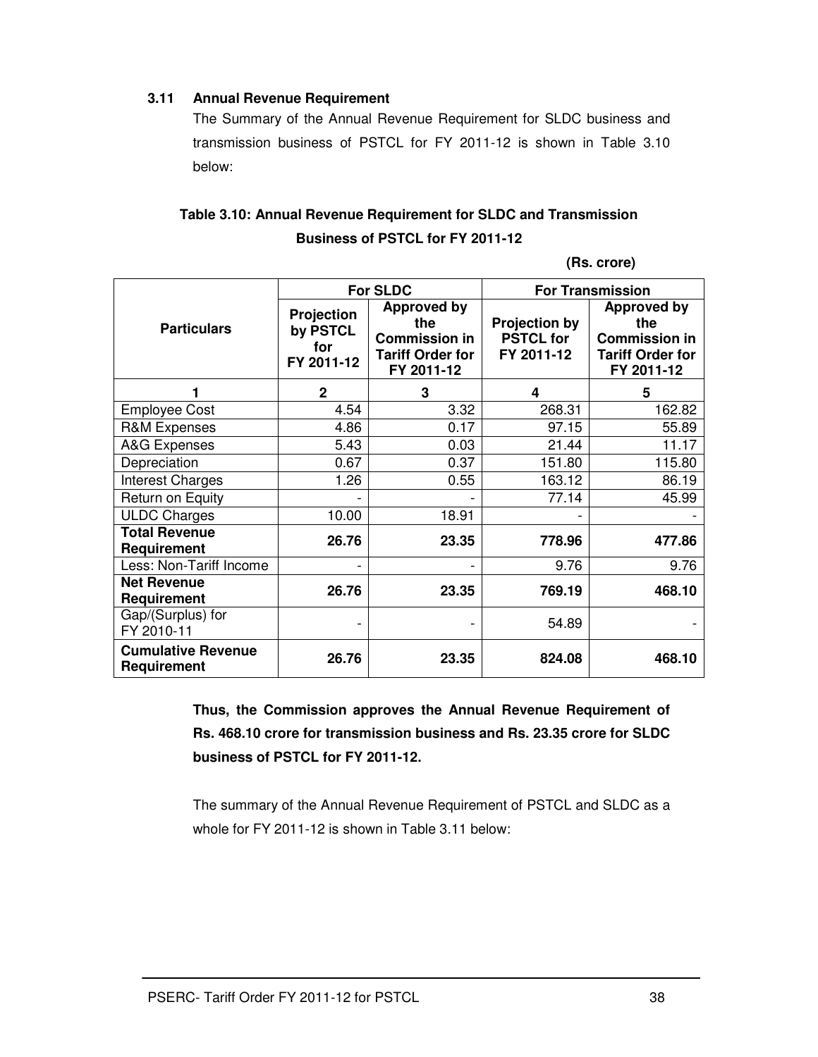### 3.11 Annual Revenue Requirement

The Summary of the Annual Revenue Requirement for SLDC business and transmission business of PSTCL for FY 2011-12 is shown in Table 3.10 below:

**Table 3.10: Annual Revenue Requirement for SLDC and Transmission Business of PSTCL for FY 2011-12**

(Rs. crore)

| Particulars | For SLDC | | For Transmission | |
|---|---|---|---|---|
| | Projection by PSTCL for FY 2011-12 | Approved by the Commission in Tariff Order for FY 2011-12 | Projection by PSTCL for FY 2011-12 | Approved by the Commission in Tariff Order for FY 2011-12 |
| 1 | 2 | 3 | 4 | 5 |
| Employee Cost | 4.54 | 3.32 | 268.31 | 162.82 |
| R&M Expenses | 4.86 | 0.17 | 97.15 | 55.89 |
| A&G Expenses | 5.43 | 0.03 | 21.44 | 11.17 |
| Depreciation | 0.67 | 0.37 | 151.80 | 115.80 |
| Interest Charges | 1.26 | 0.55 | 163.12 | 86.19 |
| Return on Equity | - | - | 77.14 | 45.99 |
| ULDC Charges | 10.00 | 18.91 | - | - |
| **Total Revenue Requirement** | **26.76** | **23.35** | **778.96** | **477.86** |
| Less: Non-Tariff Income | - | - | 9.76 | 9.76 |
| **Net Revenue Requirement** | **26.76** | **23.35** | **769.19** | **468.10** |
| Gap/(Surplus) for FY 2010-11 | - | - | 54.89 | - |
| **Cumulative Revenue Requirement** | **26.76** | **23.35** | **824.08** | **468.10** |

**Thus, the Commission approves the Annual Revenue Requirement of Rs. 468.10 crore for transmission business and Rs. 23.35 crore for SLDC business of PSTCL for FY 2011-12.**

The summary of the Annual Revenue Requirement of PSTCL and SLDC as a whole for FY 2011-12 is shown in Table 3.11 below: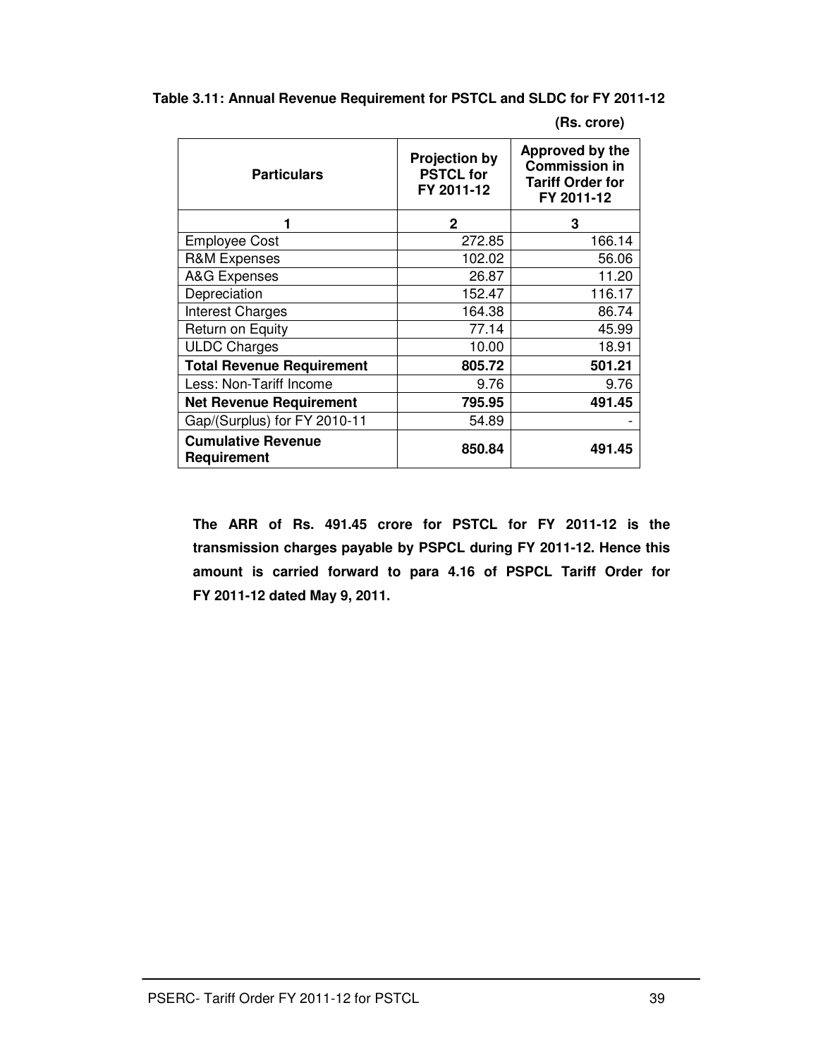**Table 3.11: Annual Revenue Requirement for PSTCL and SLDC for FY 2011-12**

**(Rs. crore)**

| Particulars | Projection by PSTCL for FY 2011-12 | Approved by the Commission in Tariff Order for FY 2011-12 |
|---|---|---|
| 1 | 2 | 3 |
| Employee Cost | 272.85 | 166.14 |
| R&M Expenses | 102.02 | 56.06 |
| A&G Expenses | 26.87 | 11.20 |
| Depreciation | 152.47 | 116.17 |
| Interest Charges | 164.38 | 86.74 |
| Return on Equity | 77.14 | 45.99 |
| ULDC Charges | 10.00 | 18.91 |
| **Total Revenue Requirement** | **805.72** | **501.21** |
| Less: Non-Tariff Income | 9.76 | 9.76 |
| **Net Revenue Requirement** | **795.95** | **491.45** |
| Gap/(Surplus) for FY 2010-11 | 54.89 | - |
| **Cumulative Revenue Requirement** | **850.84** | **491.45** |

**The ARR of Rs. 491.45 crore for PSTCL for FY 2011-12 is the transmission charges payable by PSPCL during FY 2011-12. Hence this amount is carried forward to para 4.16 of PSPCL Tariff Order for FY 2011-12 dated May 9, 2011.**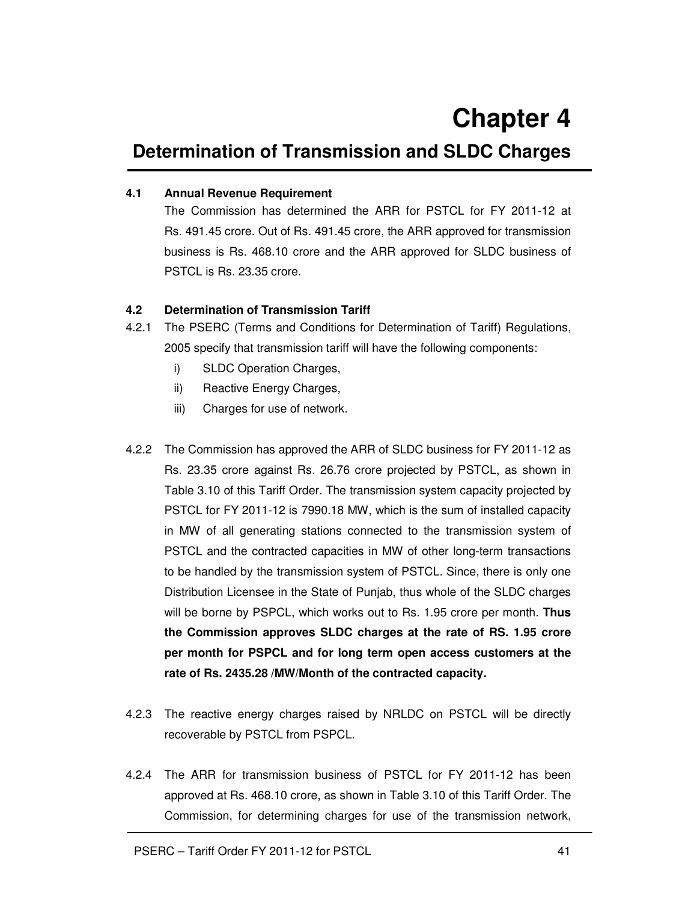# Chapter 4

## Determination of Transmission and SLDC Charges

**4.1 Annual Revenue Requirement**

The Commission has determined the ARR for PSTCL for FY 2011-12 at Rs. 491.45 crore. Out of Rs. 491.45 crore, the ARR approved for transmission business is Rs. 468.10 crore and the ARR approved for SLDC business of PSTCL is Rs. 23.35 crore.

**4.2 Determination of Transmission Tariff**

4.2.1 The PSERC (Terms and Conditions for Determination of Tariff) Regulations, 2005 specify that transmission tariff will have the following components:

i) SLDC Operation Charges,

ii) Reactive Energy Charges,

iii) Charges for use of network.

4.2.2 The Commission has approved the ARR of SLDC business for FY 2011-12 as Rs. 23.35 crore against Rs. 26.76 crore projected by PSTCL, as shown in Table 3.10 of this Tariff Order. The transmission system capacity projected by PSTCL for FY 2011-12 is 7990.18 MW, which is the sum of installed capacity in MW of all generating stations connected to the transmission system of PSTCL and the contracted capacities in MW of other long-term transactions to be handled by the transmission system of PSTCL. Since, there is only one Distribution Licensee in the State of Punjab, thus whole of the SLDC charges will be borne by PSPCL, which works out to Rs. 1.95 crore per month. **Thus the Commission approves SLDC charges at the rate of RS. 1.95 crore per month for PSPCL and for long term open access customers at the rate of Rs. 2435.28 /MW/Month of the contracted capacity.**

4.2.3 The reactive energy charges raised by NRLDC on PSTCL will be directly recoverable by PSTCL from PSPCL.

4.2.4 The ARR for transmission business of PSTCL for FY 2011-12 has been approved at Rs. 468.10 crore, as shown in Table 3.10 of this Tariff Order. The Commission, for determining charges for use of the transmission network,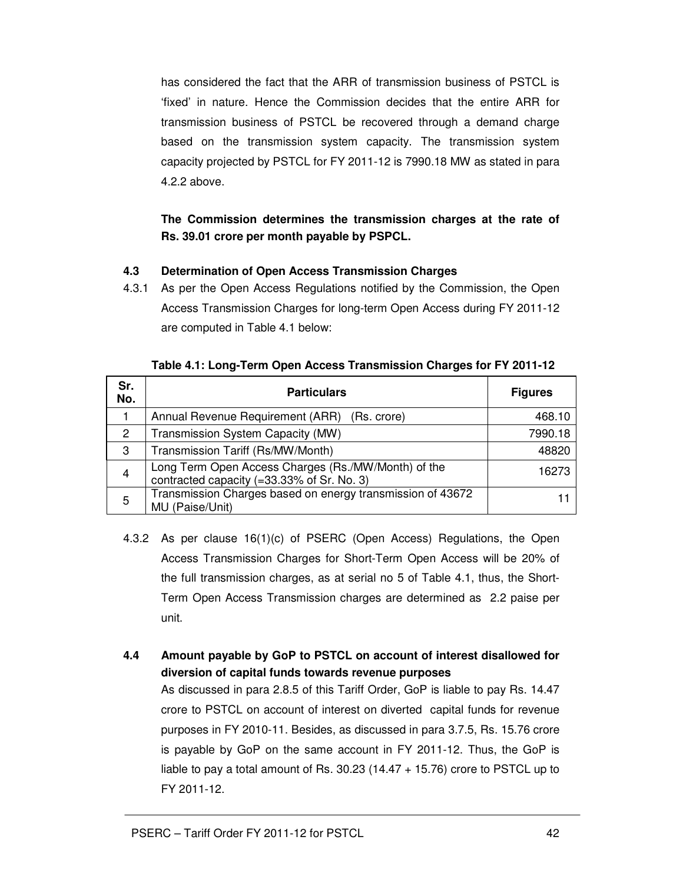has considered the fact that the ARR of transmission business of PSTCL is 'fixed' in nature. Hence the Commission decides that the entire ARR for transmission business of PSTCL be recovered through a demand charge based on the transmission system capacity. The transmission system capacity projected by PSTCL for FY 2011-12 is 7990.18 MW as stated in para 4.2.2 above.

**The Commission determines the transmission charges at the rate of Rs. 39.01 crore per month payable by PSPCL.**

### 4.3 Determination of Open Access Transmission Charges

4.3.1 As per the Open Access Regulations notified by the Commission, the Open Access Transmission Charges for long-term Open Access during FY 2011-12 are computed in Table 4.1 below:

**Table 4.1: Long-Term Open Access Transmission Charges for FY 2011-12**

| Sr. No. | Particulars | Figures |
|---|---|---|
| 1 | Annual Revenue Requirement (ARR) (Rs. crore) | 468.10 |
| 2 | Transmission System Capacity (MW) | 7990.18 |
| 3 | Transmission Tariff (Rs/MW/Month) | 48820 |
| 4 | Long Term Open Access Charges (Rs./MW/Month) of the contracted capacity (=33.33% of Sr. No. 3) | 16273 |
| 5 | Transmission Charges based on energy transmission of 43672 MU (Paise/Unit) | 11 |

4.3.2 As per clause 16(1)(c) of PSERC (Open Access) Regulations, the Open Access Transmission Charges for Short-Term Open Access will be 20% of the full transmission charges, as at serial no 5 of Table 4.1, thus, the Short-Term Open Access Transmission charges are determined as 2.2 paise per unit.

### 4.4 Amount payable by GoP to PSTCL on account of interest disallowed for diversion of capital funds towards revenue purposes

As discussed in para 2.8.5 of this Tariff Order, GoP is liable to pay Rs. 14.47 crore to PSTCL on account of interest on diverted capital funds for revenue purposes in FY 2010-11. Besides, as discussed in para 3.7.5, Rs. 15.76 crore is payable by GoP on the same account in FY 2011-12. Thus, the GoP is liable to pay a total amount of Rs. 30.23 (14.47 + 15.76) crore to PSTCL up to FY 2011-12.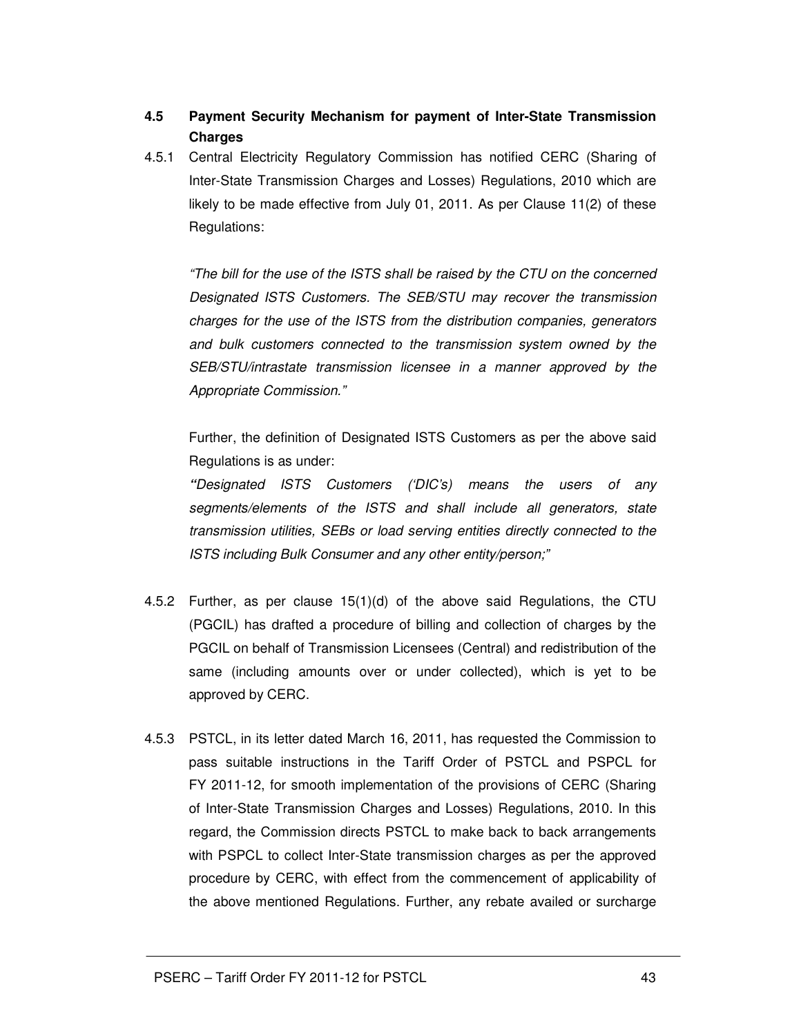**4.5 Payment Security Mechanism for payment of Inter-State Transmission Charges**

4.5.1 Central Electricity Regulatory Commission has notified CERC (Sharing of Inter-State Transmission Charges and Losses) Regulations, 2010 which are likely to be made effective from July 01, 2011. As per Clause 11(2) of these Regulations:

*"The bill for the use of the ISTS shall be raised by the CTU on the concerned Designated ISTS Customers. The SEB/STU may recover the transmission charges for the use of the ISTS from the distribution companies, generators and bulk customers connected to the transmission system owned by the SEB/STU/intrastate transmission licensee in a manner approved by the Appropriate Commission."*

Further, the definition of Designated ISTS Customers as per the above said Regulations is as under:

*"Designated ISTS Customers ('DIC's) means the users of any segments/elements of the ISTS and shall include all generators, state transmission utilities, SEBs or load serving entities directly connected to the ISTS including Bulk Consumer and any other entity/person;"*

4.5.2 Further, as per clause 15(1)(d) of the above said Regulations, the CTU (PGCIL) has drafted a procedure of billing and collection of charges by the PGCIL on behalf of Transmission Licensees (Central) and redistribution of the same (including amounts over or under collected), which is yet to be approved by CERC.

4.5.3 PSTCL, in its letter dated March 16, 2011, has requested the Commission to pass suitable instructions in the Tariff Order of PSTCL and PSPCL for FY 2011-12, for smooth implementation of the provisions of CERC (Sharing of Inter-State Transmission Charges and Losses) Regulations, 2010. In this regard, the Commission directs PSTCL to make back to back arrangements with PSPCL to collect Inter-State transmission charges as per the approved procedure by CERC, with effect from the commencement of applicability of the above mentioned Regulations. Further, any rebate availed or surcharge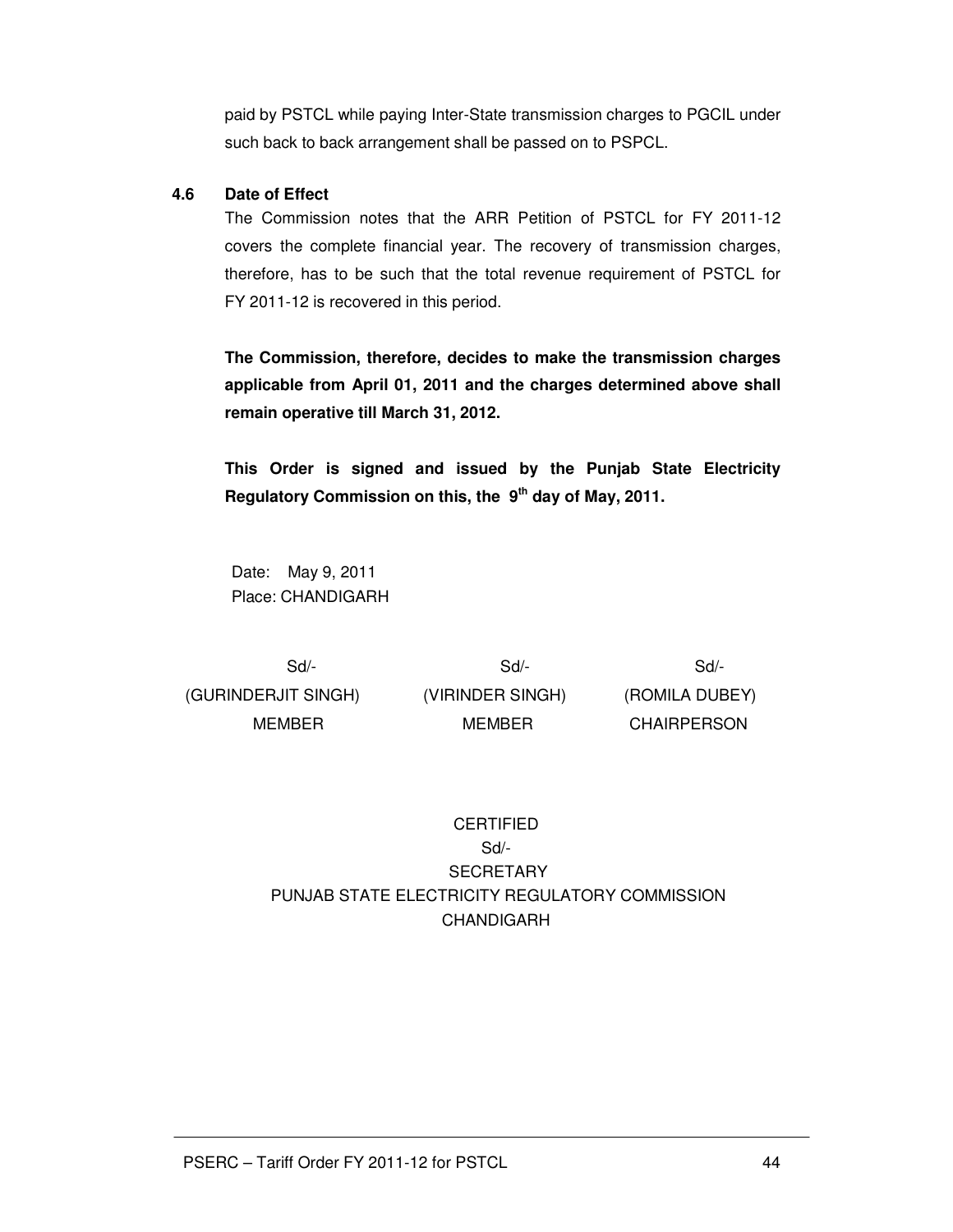paid by PSTCL while paying Inter-State transmission charges to PGCIL under such back to back arrangement shall be passed on to PSPCL.

### 4.6 Date of Effect

The Commission notes that the ARR Petition of PSTCL for FY 2011-12 covers the complete financial year. The recovery of transmission charges, therefore, has to be such that the total revenue requirement of PSTCL for FY 2011-12 is recovered in this period.

**The Commission, therefore, decides to make the transmission charges applicable from April 01, 2011 and the charges determined above shall remain operative till March 31, 2012.**

**This Order is signed and issued by the Punjab State Electricity Regulatory Commission on this, the 9th day of May, 2011.**

Date: May 9, 2011
Place: CHANDIGARH

| | | |
|---|---|---|
| Sd/- | Sd/- | Sd/- |
| (GURINDERJIT SINGH) | (VIRINDER SINGH) | (ROMILA DUBEY) |
| MEMBER | MEMBER | CHAIRPERSON |

CERTIFIED
Sd/-
SECRETARY
PUNJAB STATE ELECTRICITY REGULATORY COMMISSION
CHANDIGARH